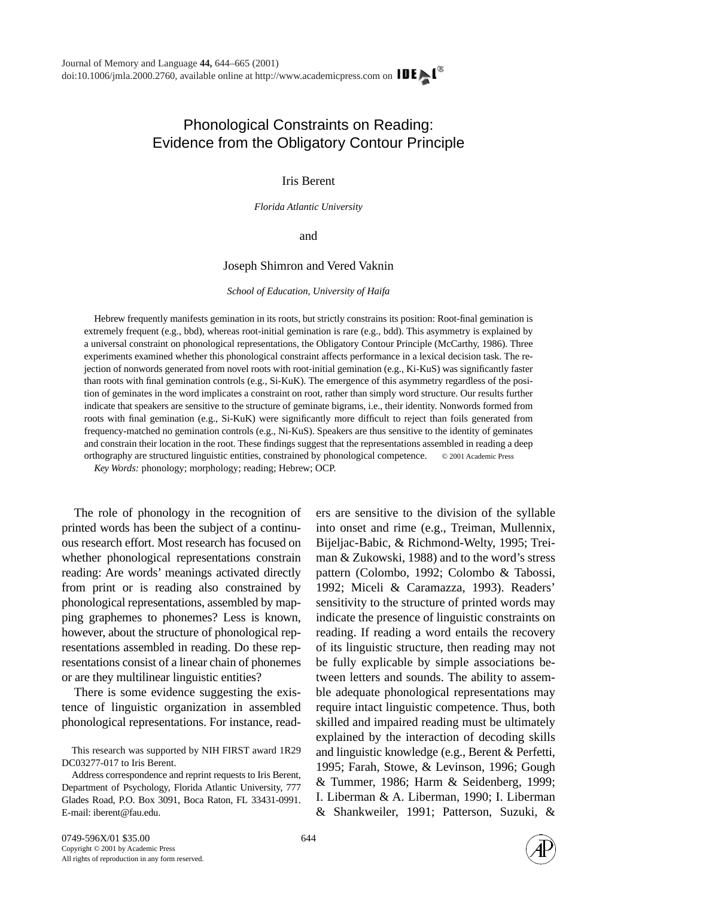# Phonological Constraints on Reading: Evidence from the Obligatory Contour Principle

Iris Berent

*Florida Atlantic University*

and

Joseph Shimron and Vered Vaknin

*School of Education, University of Haifa*

Hebrew frequently manifests gemination in its roots, but strictly constrains its position: Root-final gemination is extremely frequent (e.g., bbd), whereas root-initial gemination is rare (e.g., bdd). This asymmetry is explained by a universal constraint on phonological representations, the Obligatory Contour Principle (McCarthy, 1986). Three experiments examined whether this phonological constraint affects performance in a lexical decision task. The rejection of nonwords generated from novel roots with root-initial gemination (e.g., Ki-KuS) was significantly faster than roots with final gemination controls (e.g., Si-KuK). The emergence of this asymmetry regardless of the position of geminates in the word implicates a constraint on root, rather than simply word structure. Our results further indicate that speakers are sensitive to the structure of geminate bigrams, i.e., their identity. Nonwords formed from roots with final gemination (e.g., Si-KuK) were significantly more difficult to reject than foils generated from frequency-matched no gemination controls (e.g., Ni-KuS). Speakers are thus sensitive to the identity of geminates and constrain their location in the root. These findings suggest that the representations assembled in reading a deep orthography are structured linguistic entities, constrained by phonological competence. © 2001 Academic Press

*Key Words:* phonology; morphology; reading; Hebrew; OCP.

The role of phonology in the recognition of printed words has been the subject of a continuous research effort. Most research has focused on whether phonological representations constrain reading: Are words' meanings activated directly from print or is reading also constrained by phonological representations, assembled by mapping graphemes to phonemes? Less is known, however, about the structure of phonological representations assembled in reading. Do these representations consist of a linear chain of phonemes or are they multilinear linguistic entities?

There is some evidence suggesting the existence of linguistic organization in assembled phonological representations. For instance, readers are sensitive to the division of the syllable into onset and rime (e.g., Treiman, Mullennix, Bijeljac-Babic, & Richmond-Welty, 1995; Treiman & Zukowski, 1988) and to the word's stress pattern (Colombo, 1992; Colombo & Tabossi, 1992; Miceli & Caramazza, 1993). Readers' sensitivity to the structure of printed words may indicate the presence of linguistic constraints on reading. If reading a word entails the recovery of its linguistic structure, then reading may not be fully explicable by simple associations between letters and sounds. The ability to assemble adequate phonological representations may require intact linguistic competence. Thus, both skilled and impaired reading must be ultimately explained by the interaction of decoding skills and linguistic knowledge (e.g., Berent & Perfetti, 1995; Farah, Stowe, & Levinson, 1996; Gough & Tummer, 1986; Harm & Seidenberg, 1999; I. Liberman & A. Liberman, 1990; I. Liberman & Shankweiler, 1991; Patterson, Suzuki, &

This research was supported by NIH FIRST award 1R29 DC03277-017 to Iris Berent.

Address correspondence and reprint requests to Iris Berent, Department of Psychology, Florida Atlantic University, 777 Glades Road, P.O. Box 3091, Boca Raton, FL 33431-0991. E-mail: iberent@fau.edu.

0749-596X/01 $35.00
Copyright © 2001 by Academic Press
All rights of reproduction in any form reserved.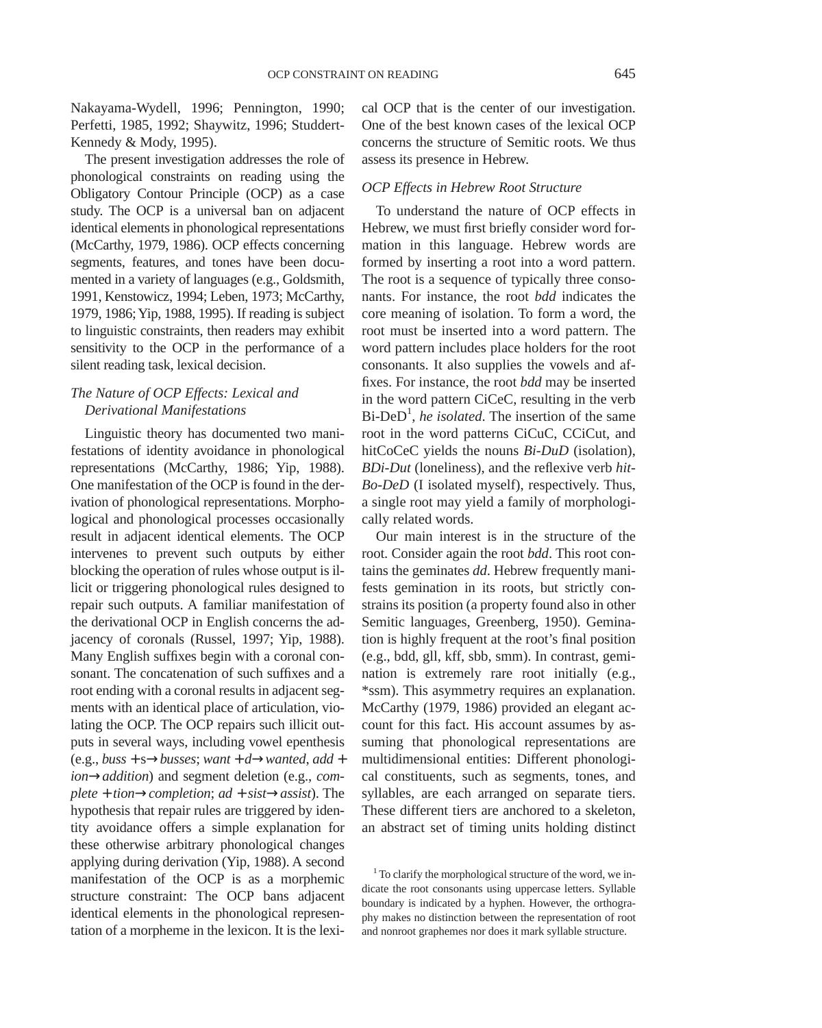Nakayama-Wydell, 1996; Pennington, 1990; Perfetti, 1985, 1992; Shaywitz, 1996; Studdert-Kennedy & Mody, 1995).

The present investigation addresses the role of phonological constraints on reading using the Obligatory Contour Principle (OCP) as a case study. The OCP is a universal ban on adjacent identical elements in phonological representations (McCarthy, 1979, 1986). OCP effects concerning segments, features, and tones have been documented in a variety of languages (e.g., Goldsmith, 1991, Kenstowicz, 1994; Leben, 1973; McCarthy, 1979, 1986; Yip, 1988, 1995). If reading is subject to linguistic constraints, then readers may exhibit sensitivity to the OCP in the performance of a silent reading task, lexical decision.

### *The Nature of OCP Effects: Lexical and Derivational Manifestations*

Linguistic theory has documented two manifestations of identity avoidance in phonological representations (McCarthy, 1986; Yip, 1988). One manifestation of the OCP is found in the derivation of phonological representations. Morphological and phonological processes occasionally result in adjacent identical elements. The OCP intervenes to prevent such outputs by either blocking the operation of rules whose output is illicit or triggering phonological rules designed to repair such outputs. A familiar manifestation of the derivational OCP in English concerns the adjacency of coronals (Russel, 1997; Yip, 1988). Many English suffixes begin with a coronal consonant. The concatenation of such suffixes and a root ending with a coronal results in adjacent segments with an identical place of articulation, violating the OCP. The OCP repairs such illicit outputs in several ways, including vowel epenthesis (e.g., *buss* + s→ *busses*; *want* + *d*→ *wanted, add* + *ion*→ *addition*) and segment deletion (e.g., *complete* + *tion*→ *completion*; *ad* + *sist*→ *assist*). The hypothesis that repair rules are triggered by identity avoidance offers a simple explanation for these otherwise arbitrary phonological changes applying during derivation (Yip, 1988). A second manifestation of the OCP is as a morphemic structure constraint: The OCP bans adjacent identical elements in the phonological representation of a morpheme in the lexicon. It is the lexical OCP that is the center of our investigation. One of the best known cases of the lexical OCP concerns the structure of Semitic roots. We thus assess its presence in Hebrew.

### *OCP Effects in Hebrew Root Structure*

To understand the nature of OCP effects in Hebrew, we must first briefly consider word formation in this language. Hebrew words are formed by inserting a root into a word pattern. The root is a sequence of typically three consonants. For instance, the root *bdd* indicates the core meaning of isolation. To form a word, the root must be inserted into a word pattern. The word pattern includes place holders for the root consonants. It also supplies the vowels and affixes. For instance, the root *bdd* may be inserted in the word pattern CiCeC, resulting in the verb Bi-DeD[1], *he isolated*. The insertion of the same root in the word patterns CiCuC, CCiCut, and hitCoCeC yields the nouns *Bi-DuD* (isolation), *BDi-Dut* (loneliness), and the reflexive verb *hit-Bo-DeD* (I isolated myself), respectively. Thus, a single root may yield a family of morphologically related words.

Our main interest is in the structure of the root. Consider again the root *bdd*. This root contains the geminates *dd*. Hebrew frequently manifests gemination in its roots, but strictly constrains its position (a property found also in other Semitic languages, Greenberg, 1950). Gemination is highly frequent at the root's final position (e.g., bdd, gll, kff, sbb, smm). In contrast, gemination is extremely rare root initially (e.g., *ssm). This asymmetry requires an explanation. McCarthy (1979, 1986) provided an elegant account for this fact. His account assumes by assuming that phonological representations are multidimensional entities: Different phonological constituents, such as segments, tones, and syllables, are each arranged on separate tiers. These different tiers are anchored to a skeleton, an abstract set of timing units holding distinct

[1] To clarify the morphological structure of the word, we indicate the root consonants using uppercase letters. Syllable boundary is indicated by a hyphen. However, the orthography makes no distinction between the representation of root and nonroot graphemes nor does it mark syllable structure.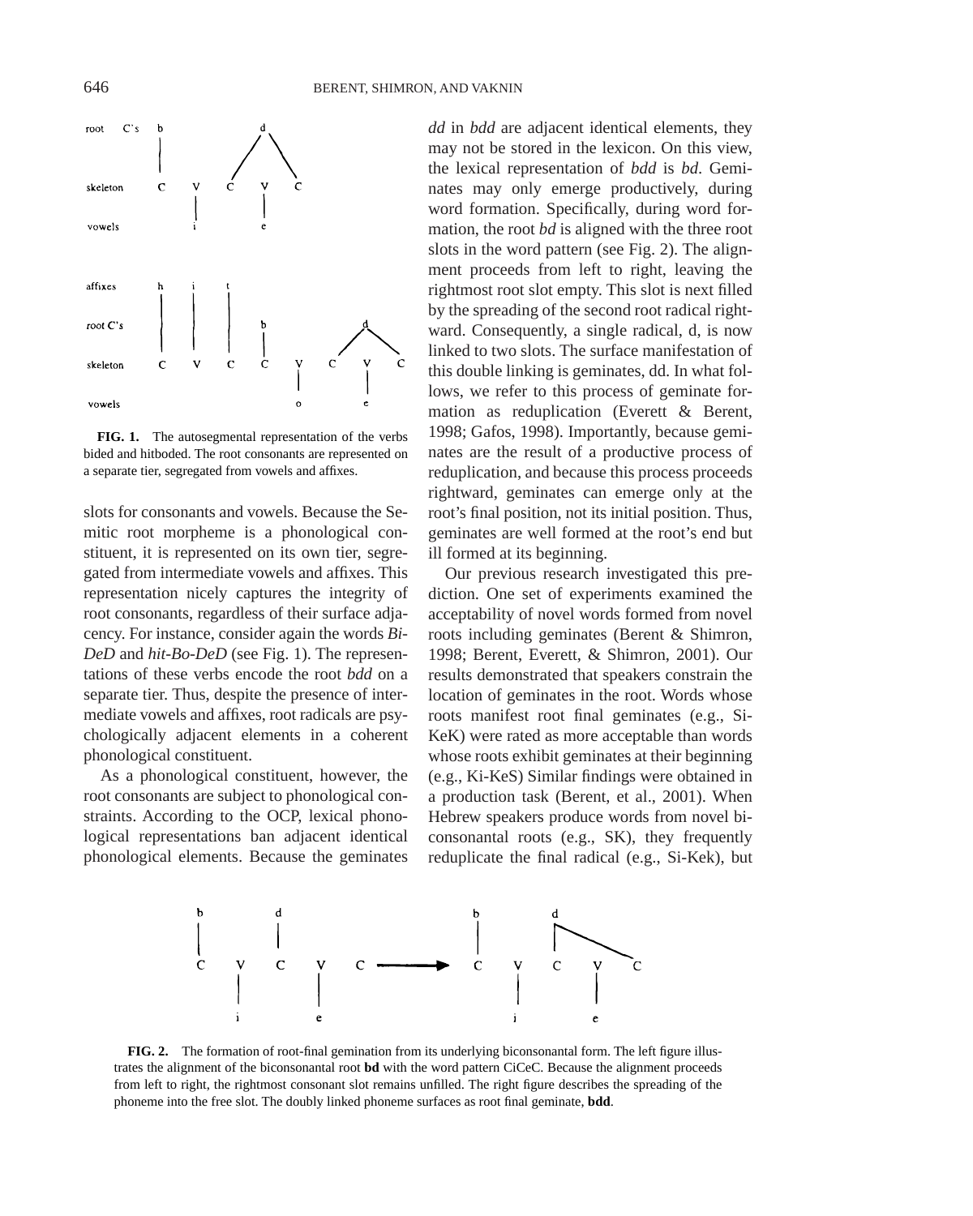root C's b d

skeleton C V C V C

vowels i e

affixes h i t

root C's b d

skeleton C V C C V C V C

vowels o e

**FIG. 1.** The autosegmental representation of the verbs bided and hitboded. The root consonants are represented on a separate tier, segregated from vowels and affixes.

slots for consonants and vowels. Because the Semitic root morpheme is a phonological constituent, it is represented on its own tier, segregated from intermediate vowels and affixes. This representation nicely captures the integrity of root consonants, regardless of their surface adjacency. For instance, consider again the words *Bi-DeD* and *hit-Bo-DeD* (see Fig. 1). The representations of these verbs encode the root *bdd* on a separate tier. Thus, despite the presence of intermediate vowels and affixes, root radicals are psychologically adjacent elements in a coherent phonological constituent.

As a phonological constituent, however, the root consonants are subject to phonological constraints. According to the OCP, lexical phonological representations ban adjacent identical phonological elements. Because the geminates *dd* in *bdd* are adjacent identical elements, they may not be stored in the lexicon. On this view, the lexical representation of *bdd* is *bd*. Geminates may only emerge productively, during word formation. Specifically, during word formation, the root *bd* is aligned with the three root slots in the word pattern (see Fig. 2). The alignment proceeds from left to right, leaving the rightmost root slot empty. This slot is next filled by the spreading of the second root radical rightward. Consequently, a single radical, d, is now linked to two slots. The surface manifestation of this double linking is geminates, dd. In what follows, we refer to this process of geminate formation as reduplication (Everett & Berent, 1998; Gafos, 1998). Importantly, because geminates are the result of a productive process of reduplication, and because this process proceeds rightward, geminates can emerge only at the root's final position, not its initial position. Thus, geminates are well formed at the root's end but ill formed at its beginning.

Our previous research investigated this prediction. One set of experiments examined the acceptability of novel words formed from novel roots including geminates (Berent & Shimron, 1998; Berent, Everett, & Shimron, 2001). Our results demonstrated that speakers constrain the location of geminates in the root. Words whose roots manifest root final geminates (e.g., Si-KeK) were rated as more acceptable than words whose roots exhibit geminates at their beginning (e.g., Ki-KeS) Similar findings were obtained in a production task (Berent, et al., 2001). When Hebrew speakers produce words from novel bi-consonantal roots (e.g., SK), they frequently reduplicate the final radical (e.g., Si-Kek), but

b d b d

C V C V C → C V C V C

i e i e

**FIG. 2.** The formation of root-final gemination from its underlying biconsonantal form. The left figure illustrates the alignment of the biconsonantal root **bd** with the word pattern CiCeC. Because the alignment proceeds from left to right, the rightmost consonant slot remains unfilled. The right figure describes the spreading of the phoneme into the free slot. The doubly linked phoneme surfaces as root final geminate, **bdd**.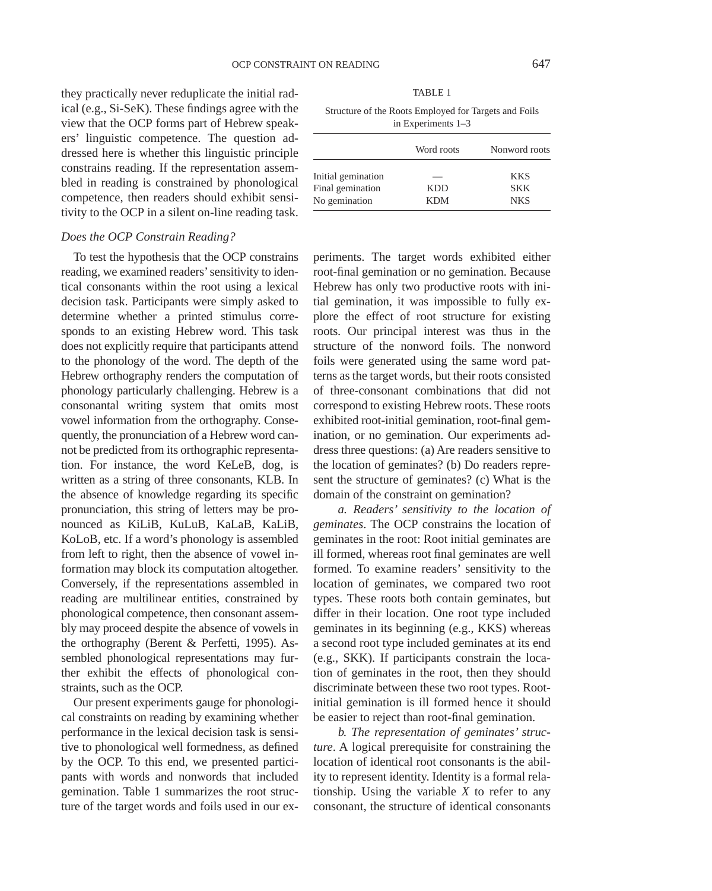they practically never reduplicate the initial radical (e.g., Si-SeK). These findings agree with the view that the OCP forms part of Hebrew speakers' linguistic competence. The question addressed here is whether this linguistic principle constrains reading. If the representation assembled in reading is constrained by phonological competence, then readers should exhibit sensitivity to the OCP in a silent on-line reading task.

### *Does the OCP Constrain Reading?*

To test the hypothesis that the OCP constrains reading, we examined readers' sensitivity to identical consonants within the root using a lexical decision task. Participants were simply asked to determine whether a printed stimulus corresponds to an existing Hebrew word. This task does not explicitly require that participants attend to the phonology of the word. The depth of the Hebrew orthography renders the computation of phonology particularly challenging. Hebrew is a consonantal writing system that omits most vowel information from the orthography. Consequently, the pronunciation of a Hebrew word cannot be predicted from its orthographic representation. For instance, the word KeLeB, dog, is written as a string of three consonants, KLB. In the absence of knowledge regarding its specific pronunciation, this string of letters may be pronounced as KiLiB, KuLuB, KaLaB, KaLiB, KoLoB, etc. If a word's phonology is assembled from left to right, then the absence of vowel information may block its computation altogether. Conversely, if the representations assembled in reading are multilinear entities, constrained by phonological competence, then consonant assembly may proceed despite the absence of vowels in the orthography (Berent & Perfetti, 1995). Assembled phonological representations may further exhibit the effects of phonological constraints, such as the OCP.

Our present experiments gauge for phonological constraints on reading by examining whether performance in the lexical decision task is sensitive to phonological well formedness, as defined by the OCP. To this end, we presented participants with words and nonwords that included gemination. Table 1 summarizes the root structure of the target words and foils used in our experiments. The target words exhibited either root-final gemination or no gemination. Because Hebrew has only two productive roots with initial gemination, it was impossible to fully explore the effect of root structure for existing roots. Our principal interest was thus in the structure of the nonword foils. The nonword foils were generated using the same word patterns as the target words, but their roots consisted of three-consonant combinations that did not correspond to existing Hebrew roots. These roots exhibited root-initial gemination, root-final gemination, or no gemination. Our experiments address three questions: (a) Are readers sensitive to the location of geminates? (b) Do readers represent the structure of geminates? (c) What is the domain of the constraint on gemination?

TABLE 1

Structure of the Roots Employed for Targets and Foils in Experiments 1–3

| | Word roots | Nonword roots |
|---|---|---|
| Initial gemination | — | KKS |
| Final gemination | KDD | SKK |
| No gemination | KDM | NKS |

*a. Readers' sensitivity to the location of geminates*. The OCP constrains the location of geminates in the root: Root initial geminates are ill formed, whereas root final geminates are well formed. To examine readers' sensitivity to the location of geminates, we compared two root types. These roots both contain geminates, but differ in their location. One root type included geminates in its beginning (e.g., KKS) whereas a second root type included geminates at its end (e.g., SKK). If participants constrain the location of geminates in the root, then they should discriminate between these two root types. Root-initial gemination is ill formed hence it should be easier to reject than root-final gemination.

*b. The representation of geminates' structure*. A logical prerequisite for constraining the location of identical root consonants is the ability to represent identity. Identity is a formal relationship. Using the variable $X$ to refer to any consonant, the structure of identical consonants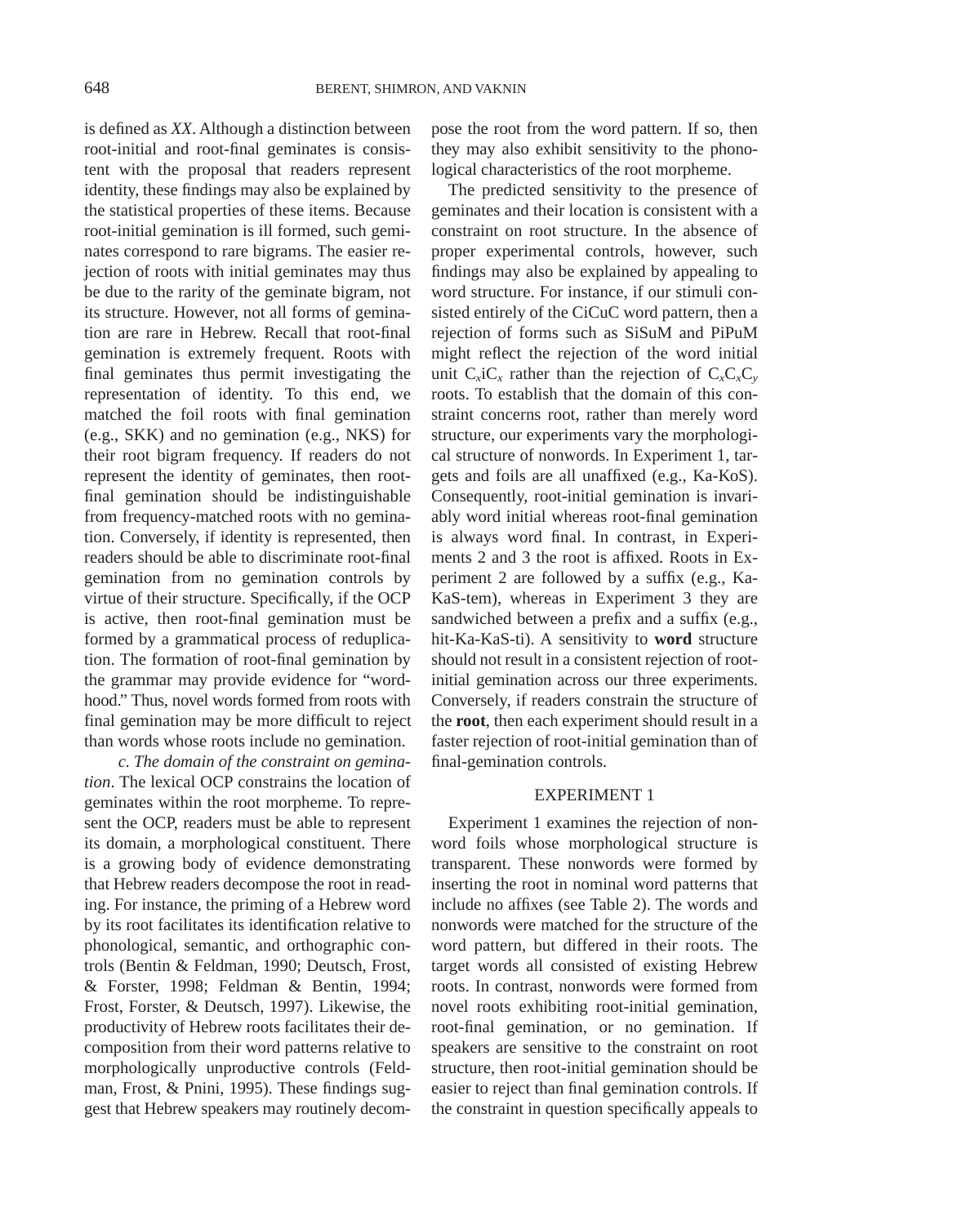is defined as *XX*. Although a distinction between root-initial and root-final geminates is consistent with the proposal that readers represent identity, these findings may also be explained by the statistical properties of these items. Because root-initial gemination is ill formed, such geminates correspond to rare bigrams. The easier rejection of roots with initial geminates may thus be due to the rarity of the geminate bigram, not its structure. However, not all forms of gemination are rare in Hebrew. Recall that root-final gemination is extremely frequent. Roots with final geminates thus permit investigating the representation of identity. To this end, we matched the foil roots with final gemination (e.g., SKK) and no gemination (e.g., NKS) for their root bigram frequency. If readers do not represent the identity of geminates, then root-final gemination should be indistinguishable from frequency-matched roots with no gemination. Conversely, if identity is represented, then readers should be able to discriminate root-final gemination from no gemination controls by virtue of their structure. Specifically, if the OCP is active, then root-final gemination must be formed by a grammatical process of reduplication. The formation of root-final gemination by the grammar may provide evidence for "wordhood." Thus, novel words formed from roots with final gemination may be more difficult to reject than words whose roots include no gemination.

*c. The domain of the constraint on gemination*. The lexical OCP constrains the location of geminates within the root morpheme. To represent the OCP, readers must be able to represent its domain, a morphological constituent. There is a growing body of evidence demonstrating that Hebrew readers decompose the root in reading. For instance, the priming of a Hebrew word by its root facilitates its identification relative to phonological, semantic, and orthographic controls (Bentin & Feldman, 1990; Deutsch, Frost, & Forster, 1998; Feldman & Bentin, 1994; Frost, Forster, & Deutsch, 1997). Likewise, the productivity of Hebrew roots facilitates their decomposition from their word patterns relative to morphologically unproductive controls (Feldman, Frost, & Pnini, 1995). These findings suggest that Hebrew speakers may routinely decompose the root from the word pattern. If so, then they may also exhibit sensitivity to the phonological characteristics of the root morpheme.

The predicted sensitivity to the presence of geminates and their location is consistent with a constraint on root structure. In the absence of proper experimental controls, however, such findings may also be explained by appealing to word structure. For instance, if our stimuli consisted entirely of the CiCuC word pattern, then a rejection of forms such as SiSuM and PiPuM might reflect the rejection of the word initial unit $C_x iC_x$ rather than the rejection of $C_x C_x C_y$ roots. To establish that the domain of this constraint concerns root, rather than merely word structure, our experiments vary the morphological structure of nonwords. In Experiment 1, targets and foils are all unaffixed (e.g., Ka-KoS). Consequently, root-initial gemination is invariably word initial whereas root-final gemination is always word final. In contrast, in Experiments 2 and 3 the root is affixed. Roots in Experiment 2 are followed by a suffix (e.g., Ka-KaS-tem), whereas in Experiment 3 they are sandwiched between a prefix and a suffix (e.g., hit-Ka-KaS-ti). A sensitivity to **word** structure should not result in a consistent rejection of root-initial gemination across our three experiments. Conversely, if readers constrain the structure of the **root**, then each experiment should result in a faster rejection of root-initial gemination than of final-gemination controls.

## EXPERIMENT 1

Experiment 1 examines the rejection of nonword foils whose morphological structure is transparent. These nonwords were formed by inserting the root in nominal word patterns that include no affixes (see Table 2). The words and nonwords were matched for the structure of the word pattern, but differed in their roots. The target words all consisted of existing Hebrew roots. In contrast, nonwords were formed from novel roots exhibiting root-initial gemination, root-final gemination, or no gemination. If speakers are sensitive to the constraint on root structure, then root-initial gemination should be easier to reject than final gemination controls. If the constraint in question specifically appeals to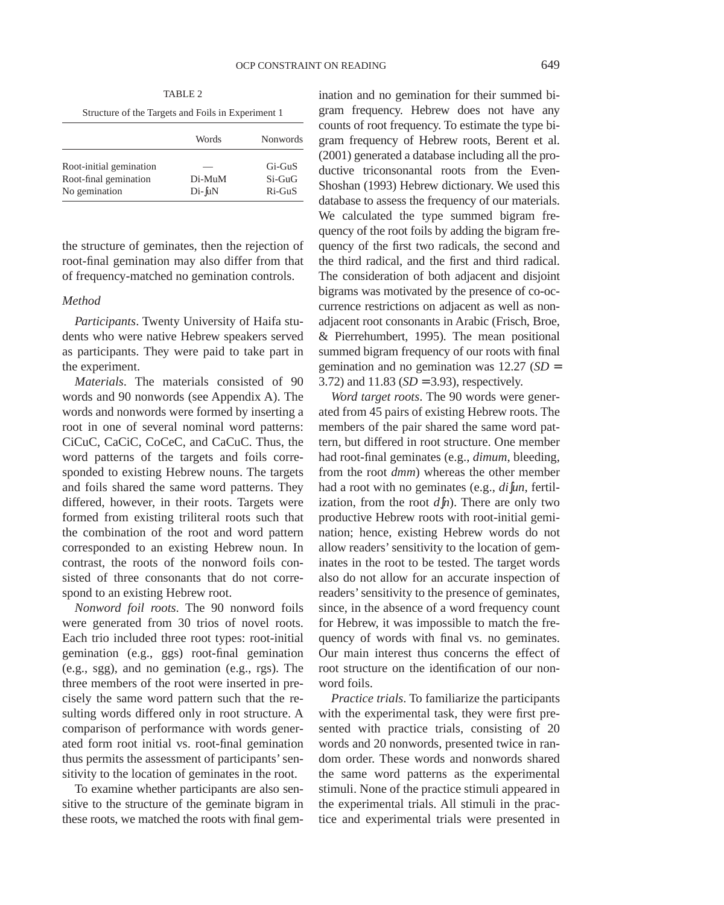TABLE 2

Structure of the Targets and Foils in Experiment 1

| | Words | Nonwords |
|---|---|---|
| Root-initial gemination | — | Gi-GuS |
| Root-final gemination | Di-MuM | Si-GuG |
| No gemination | Di-ʃuN | Ri-GuS |

the structure of geminates, then the rejection of root-final gemination may also differ from that of frequency-matched no gemination controls.

### Method

*Participants*. Twenty University of Haifa students who were native Hebrew speakers served as participants. They were paid to take part in the experiment.

*Materials*. The materials consisted of 90 words and 90 nonwords (see Appendix A). The words and nonwords were formed by inserting a root in one of several nominal word patterns: CiCuC, CaCiC, CoCeC, and CaCuC. Thus, the word patterns of the targets and foils corresponded to existing Hebrew nouns. The targets and foils shared the same word patterns. They differed, however, in their roots. Targets were formed from existing triliteral roots such that the combination of the root and word pattern corresponded to an existing Hebrew noun. In contrast, the roots of the nonword foils consisted of three consonants that do not correspond to an existing Hebrew root.

*Nonword foil roots*. The 90 nonword foils were generated from 30 trios of novel roots. Each trio included three root types: root-initial gemination (e.g., ggs) root-final gemination (e.g., sgg), and no gemination (e.g., rgs). The three members of the root were inserted in precisely the same word pattern such that the resulting words differed only in root structure. A comparison of performance with words generated form root initial vs. root-final gemination thus permits the assessment of participants' sensitivity to the location of geminates in the root.

To examine whether participants are also sensitive to the structure of the geminate bigram in these roots, we matched the roots with final gemination and no gemination for their summed bigram frequency. Hebrew does not have any counts of root frequency. To estimate the type bigram frequency of Hebrew roots, Berent et al. (2001) generated a database including all the productive triconsonantal roots from the Even-Shoshan (1993) Hebrew dictionary. We used this database to assess the frequency of our materials. We calculated the type summed bigram frequency of the root foils by adding the bigram frequency of the first two radicals, the second and the third radical, and the first and third radical. The consideration of both adjacent and disjoint bigrams was motivated by the presence of co-occurrence restrictions on adjacent as well as nonadjacent root consonants in Arabic (Frisch, Broe, & Pierrehumbert, 1995). The mean positional summed bigram frequency of our roots with final gemination and no gemination was 12.27 ($SD$ = 3.72) and 11.83 ($SD$ = 3.93), respectively.

*Word target roots*. The 90 words were generated from 45 pairs of existing Hebrew roots. The members of the pair shared the same word pattern, but differed in root structure. One member had root-final geminates (e.g., *dimum*, bleeding, from the root *dmm*) whereas the other member had a root with no geminates (e.g., *diʃun*, fertilization, from the root *dʃn*). There are only two productive Hebrew roots with root-initial gemination; hence, existing Hebrew words do not allow readers' sensitivity to the location of geminates in the root to be tested. The target words also do not allow for an accurate inspection of readers' sensitivity to the presence of geminates, since, in the absence of a word frequency count for Hebrew, it was impossible to match the frequency of words with final vs. no geminates. Our main interest thus concerns the effect of root structure on the identification of our nonword foils.

*Practice trials*. To familiarize the participants with the experimental task, they were first presented with practice trials, consisting of 20 words and 20 nonwords, presented twice in random order. These words and nonwords shared the same word patterns as the experimental stimuli. None of the practice stimuli appeared in the experimental trials. All stimuli in the practice and experimental trials were presented in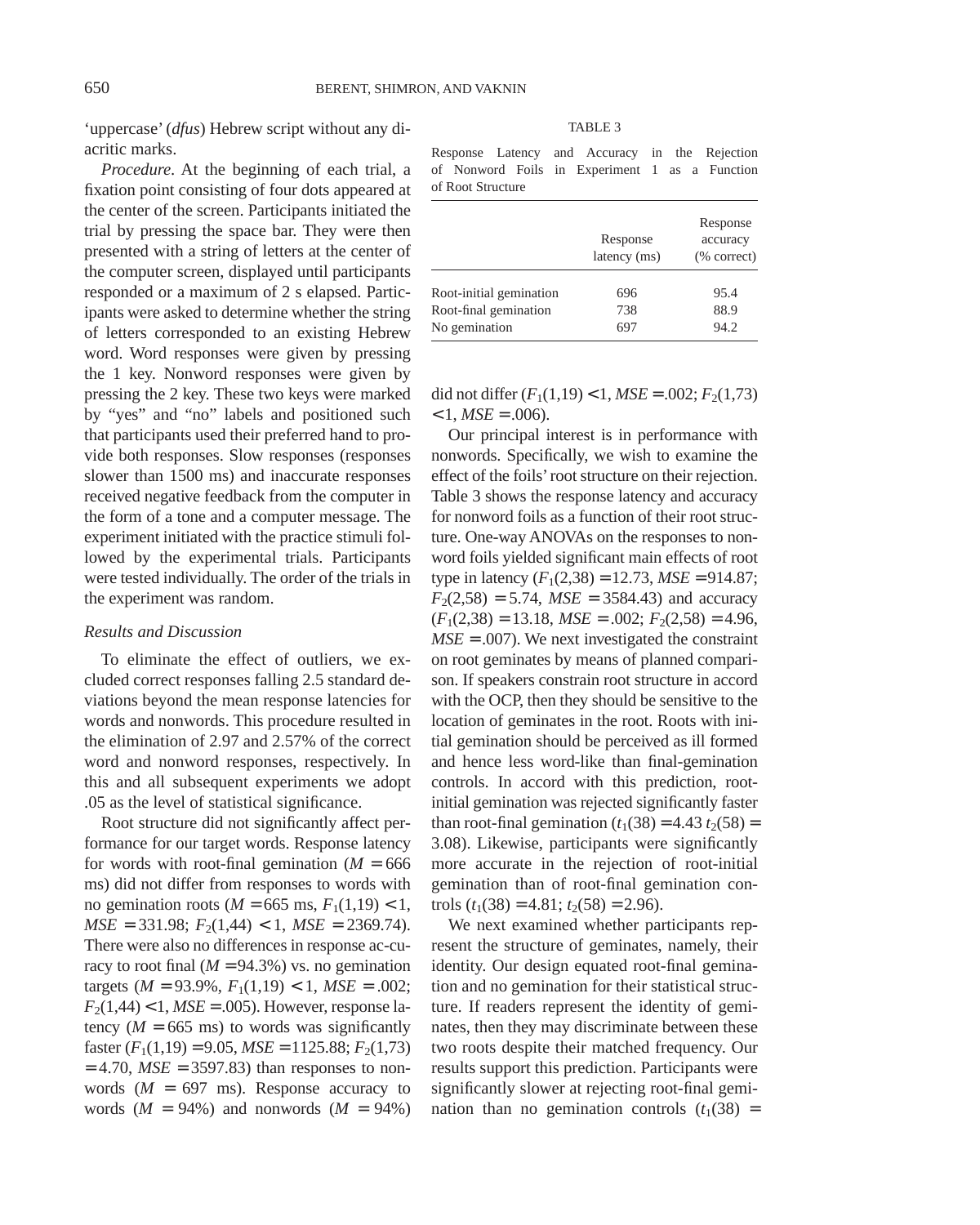'uppercase' (*dfus*) Hebrew script without any diacritic marks.

*Procedure*. At the beginning of each trial, a fixation point consisting of four dots appeared at the center of the screen. Participants initiated the trial by pressing the space bar. They were then presented with a string of letters at the center of the computer screen, displayed until participants responded or a maximum of 2 s elapsed. Participants were asked to determine whether the string of letters corresponded to an existing Hebrew word. Word responses were given by pressing the 1 key. Nonword responses were given by pressing the 2 key. These two keys were marked by "yes" and "no" labels and positioned such that participants used their preferred hand to provide both responses. Slow responses (responses slower than 1500 ms) and inaccurate responses received negative feedback from the computer in the form of a tone and a computer message. The experiment initiated with the practice stimuli followed by the experimental trials. Participants were tested individually. The order of the trials in the experiment was random.

### *Results and Discussion*

To eliminate the effect of outliers, we excluded correct responses falling 2.5 standard deviations beyond the mean response latencies for words and nonwords. This procedure resulted in the elimination of 2.97 and 2.57% of the correct word and nonword responses, respectively. In this and all subsequent experiments we adopt .05 as the level of statistical significance.

Root structure did not significantly affect performance for our target words. Response latency for words with root-final gemination ($M = 666$ ms) did not differ from responses to words with no gemination roots ($M = 665$ ms, $F_1(1,19) < 1$, $MSE = 331.98$; $F_2(1,44) < 1$, $MSE = 2369.74$). There were also no differences in response ac-curacy to root final ($M = 94.3\%$) vs. no gemination targets ($M = 93.9\%$, $F_1(1,19) < 1$, $MSE = .002$; $F_2(1,44) < 1$, $MSE = .005$). However, response latency ($M = 665$ ms) to words was significantly faster ($F_1(1,19) = 9.05$, $MSE = 1125.88$; $F_2(1,73) = 4.70$, $MSE = 3597.83$) than responses to nonwords ($M = 697$ ms). Response accuracy to words ($M = 94\%$) and nonwords ($M = 94\%$) did not differ ($F_1(1,19) < 1$, $MSE = .002$; $F_2(1,73) < 1$, $MSE = .006$).

TABLE 3

Response Latency and Accuracy in the Rejection of Nonword Foils in Experiment 1 as a Function of Root Structure

| | Response latency (ms) | Response accuracy (% correct) |
|---|---|---|
| Root-initial gemination | 696 | 95.4 |
| Root-final gemination | 738 | 88.9 |
| No gemination | 697 | 94.2 |

Our principal interest is in performance with nonwords. Specifically, we wish to examine the effect of the foils' root structure on their rejection. Table 3 shows the response latency and accuracy for nonword foils as a function of their root structure. One-way ANOVAs on the responses to nonword foils yielded significant main effects of root type in latency ($F_1(2,38) = 12.73$, $MSE = 914.87$; $F_2(2,58) = 5.74$, $MSE = 3584.43$) and accuracy ($F_1(2,38) = 13.18$, $MSE = .002$; $F_2(2,58) = 4.96$, $MSE = .007$). We next investigated the constraint on root geminates by means of planned comparison. If speakers constrain root structure in accord with the OCP, then they should be sensitive to the location of geminates in the root. Roots with initial gemination should be perceived as ill formed and hence less word-like than final-gemination controls. In accord with this prediction, root-initial gemination was rejected significantly faster than root-final gemination ($t_1(38) = 4.43$ $t_2(58) = 3.08$). Likewise, participants were significantly more accurate in the rejection of root-initial gemination than of root-final gemination controls ($t_1(38) = 4.81$; $t_2(58) = 2.96$).

We next examined whether participants represent the structure of geminates, namely, their identity. Our design equated root-final gemination and no gemination for their statistical structure. If readers represent the identity of geminates, then they may discriminate between these two roots despite their matched frequency. Our results support this prediction. Participants were significantly slower at rejecting root-final gemination than no gemination controls ($t_1(38) =$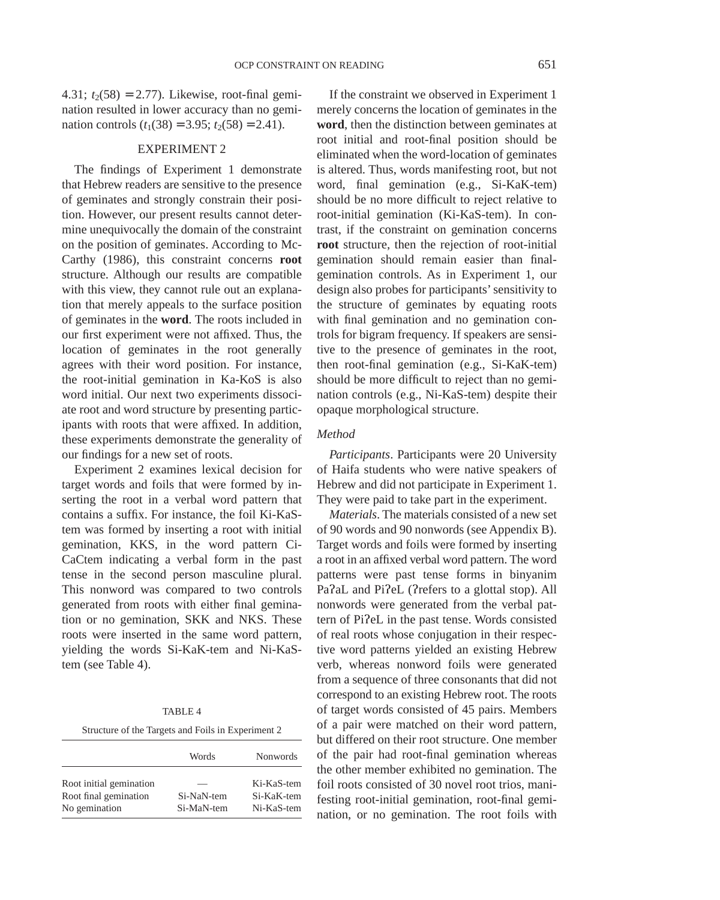4.31; $t_2(58) = 2.77$). Likewise, root-final gemination resulted in lower accuracy than no gemination controls ($t_1(38) = 3.95$; $t_2(58) = 2.41$).

## EXPERIMENT 2

The findings of Experiment 1 demonstrate that Hebrew readers are sensitive to the presence of geminates and strongly constrain their position. However, our present results cannot determine unequivocally the domain of the constraint on the position of geminates. According to McCarthy (1986), this constraint concerns **root** structure. Although our results are compatible with this view, they cannot rule out an explanation that merely appeals to the surface position of geminates in the **word**. The roots included in our first experiment were not affixed. Thus, the location of geminates in the root generally agrees with their word position. For instance, the root-initial gemination in Ka-KoS is also word initial. Our next two experiments dissociate root and word structure by presenting participants with roots that were affixed. In addition, these experiments demonstrate the generality of our findings for a new set of roots.

Experiment 2 examines lexical decision for target words and foils that were formed by inserting the root in a verbal word pattern that contains a suffix. For instance, the foil Ki-KaS-tem was formed by inserting a root with initial gemination, KKS, in the word pattern CiCaCtem indicating a verbal form in the past tense in the second person masculine plural. This nonword was compared to two controls generated from roots with either final gemination or no gemination, SKK and NKS. These roots were inserted in the same word pattern, yielding the words Si-KaK-tem and Ni-KaS-tem (see Table 4).

TABLE 4

Structure of the Targets and Foils in Experiment 2

| | Words | Nonwords |
|---|---|---|
| Root initial gemination | — | Ki-KaS-tem |
| Root final gemination | Si-NaN-tem | Si-KaK-tem |
| No gemination | Si-MaN-tem | Ni-KaS-tem |

If the constraint we observed in Experiment 1 merely concerns the location of geminates in the **word**, then the distinction between geminates at root initial and root-final position should be eliminated when the word-location of geminates is altered. Thus, words manifesting root, but not word, final gemination (e.g., Si-KaK-tem) should be no more difficult to reject relative to root-initial gemination (Ki-KaS-tem). In contrast, if the constraint on gemination concerns **root** structure, then the rejection of root-initial gemination should remain easier than final-gemination controls. As in Experiment 1, our design also probes for participants' sensitivity to the structure of geminates by equating roots with final gemination and no gemination controls for bigram frequency. If speakers are sensitive to the presence of geminates in the root, then root-final gemination (e.g., Si-KaK-tem) should be more difficult to reject than no gemination controls (e.g., Ni-KaS-tem) despite their opaque morphological structure.

### Method

*Participants*. Participants were 20 University of Haifa students who were native speakers of Hebrew and did not participate in Experiment 1. They were paid to take part in the experiment.

*Materials*. The materials consisted of a new set of 90 words and 90 nonwords (see Appendix B). Target words and foils were formed by inserting a root in an affixed verbal word pattern. The word patterns were past tense forms in binyanim PaʔaL and PiʔeL (ʔrefers to a glottal stop). All nonwords were generated from the verbal pattern of PiʔeL in the past tense. Words consisted of real roots whose conjugation in their respective word patterns yielded an existing Hebrew verb, whereas nonword foils were generated from a sequence of three consonants that did not correspond to an existing Hebrew root. The roots of target words consisted of 45 pairs. Members of a pair were matched on their word pattern, but differed on their root structure. One member of the pair had root-final gemination whereas the other member exhibited no gemination. The foil roots consisted of 30 novel root trios, manifesting root-initial gemination, root-final gemination, or no gemination. The root foils with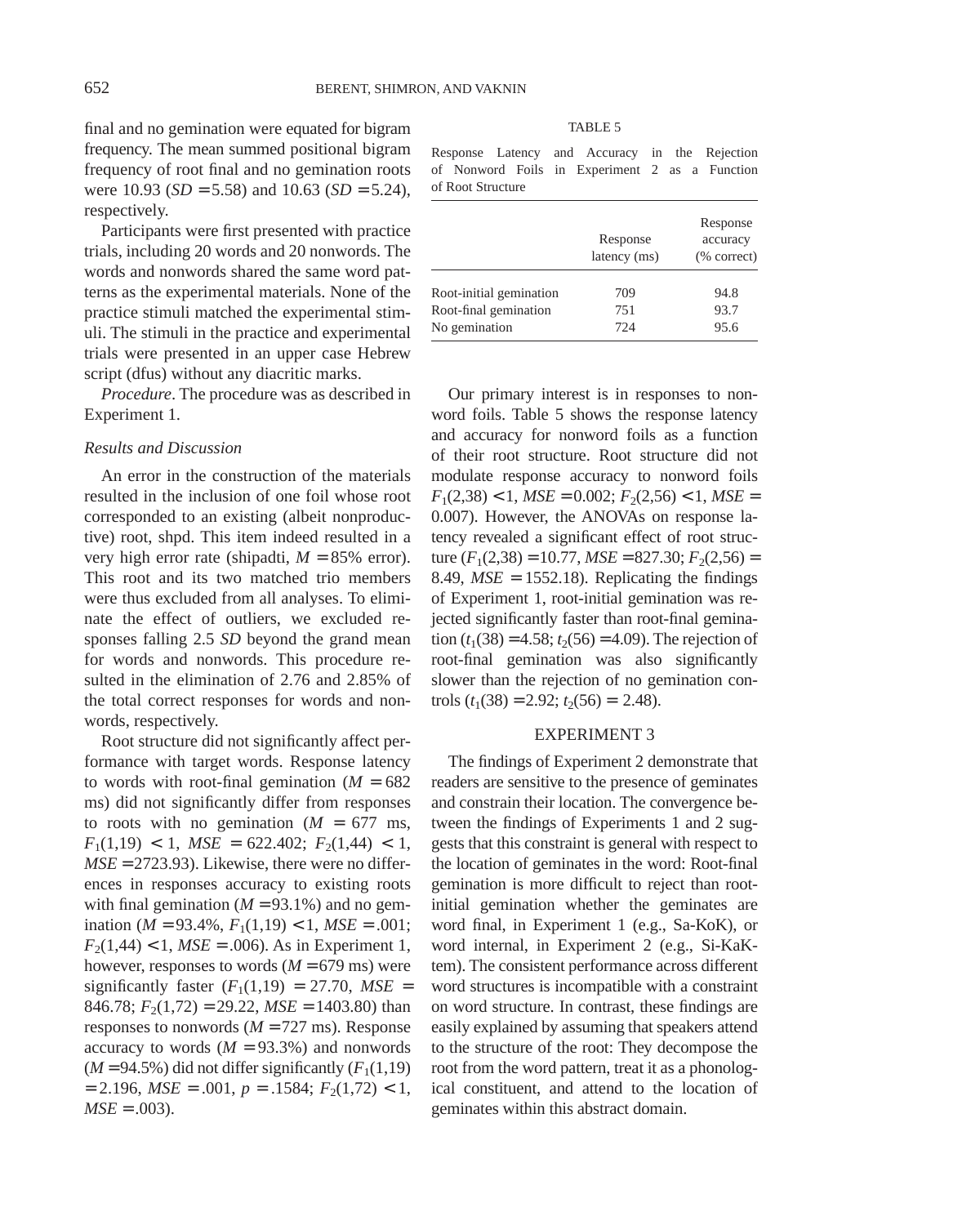final and no gemination were equated for bigram frequency. The mean summed positional bigram frequency of root final and no gemination roots were 10.93 (*SD* = 5.58) and 10.63 (*SD* = 5.24), respectively.

Participants were first presented with practice trials, including 20 words and 20 nonwords. The words and nonwords shared the same word patterns as the experimental materials. None of the practice stimuli matched the experimental stimuli. The stimuli in the practice and experimental trials were presented in an upper case Hebrew script (dfus) without any diacritic marks.

*Procedure*. The procedure was as described in Experiment 1.

### Results and Discussion

An error in the construction of the materials resulted in the inclusion of one foil whose root corresponded to an existing (albeit nonproductive) root, shpd. This item indeed resulted in a very high error rate (shipadti, $M = 85\%$ error). This root and its two matched trio members were thus excluded from all analyses. To eliminate the effect of outliers, we excluded responses falling 2.5 *SD* beyond the grand mean for words and nonwords. This procedure resulted in the elimination of 2.76 and 2.85% of the total correct responses for words and nonwords, respectively.

Root structure did not significantly affect performance with target words. Response latency to words with root-final gemination ($M = 682$ ms) did not significantly differ from responses to roots with no gemination ($M = 677$ ms, $F_1(1,19) < 1$, $MSE = 622.402$; $F_2(1,44) < 1$, $MSE = 2723.93$). Likewise, there were no differences in responses accuracy to existing roots with final gemination ($M = 93.1\%$) and no gemination ($M = 93.4\%$, $F_1(1,19) < 1$, $MSE = .001$; $F_2(1,44) < 1$, $MSE = .006$). As in Experiment 1, however, responses to words ($M = 679$ ms) were significantly faster ($F_1(1,19) = 27.70$, $MSE = 846.78$; $F_2(1,72) = 29.22$, $MSE = 1403.80$) than responses to nonwords ($M = 727$ ms). Response accuracy to words ($M = 93.3\%$) and nonwords ($M = 94.5\%$) did not differ significantly ($F_1(1,19) = 2.196$, $MSE = .001$, $p = .1584$; $F_2(1,72) < 1$, $MSE = .003$).

TABLE 5

Response Latency and Accuracy in the Rejection of Nonword Foils in Experiment 2 as a Function of Root Structure

| | Response latency (ms) | Response accuracy (% correct) |
|---|---|---|
| Root-initial gemination | 709 | 94.8 |
| Root-final gemination | 751 | 93.7 |
| No gemination | 724 | 95.6 |

Our primary interest is in responses to nonword foils. Table 5 shows the response latency and accuracy for nonword foils as a function of their root structure. Root structure did not modulate response accuracy to nonword foils $F_1(2,38) < 1$, $MSE = 0.002$; $F_2(2,56) < 1$, $MSE = 0.007$). However, the ANOVAs on response latency revealed a significant effect of root structure ($F_1(2,38) = 10.77$, $MSE = 827.30$; $F_2(2,56) = 8.49$, $MSE = 1552.18$). Replicating the findings of Experiment 1, root-initial gemination was rejected significantly faster than root-final gemination ($t_1(38) = 4.58$; $t_2(56) = 4.09$). The rejection of root-final gemination was also significantly slower than the rejection of no gemination controls ($t_1(38) = 2.92$; $t_2(56) = 2.48$).

## EXPERIMENT 3

The findings of Experiment 2 demonstrate that readers are sensitive to the presence of geminates and constrain their location. The convergence between the findings of Experiments 1 and 2 suggests that this constraint is general with respect to the location of geminates in the word: Root-final gemination is more difficult to reject than root-initial gemination whether the geminates are word final, in Experiment 1 (e.g., Sa-KoK), or word internal, in Experiment 2 (e.g., Si-KaK-tem). The consistent performance across different word structures is incompatible with a constraint on word structure. In contrast, these findings are easily explained by assuming that speakers attend to the structure of the root: They decompose the root from the word pattern, treat it as a phonological constituent, and attend to the location of geminates within this abstract domain.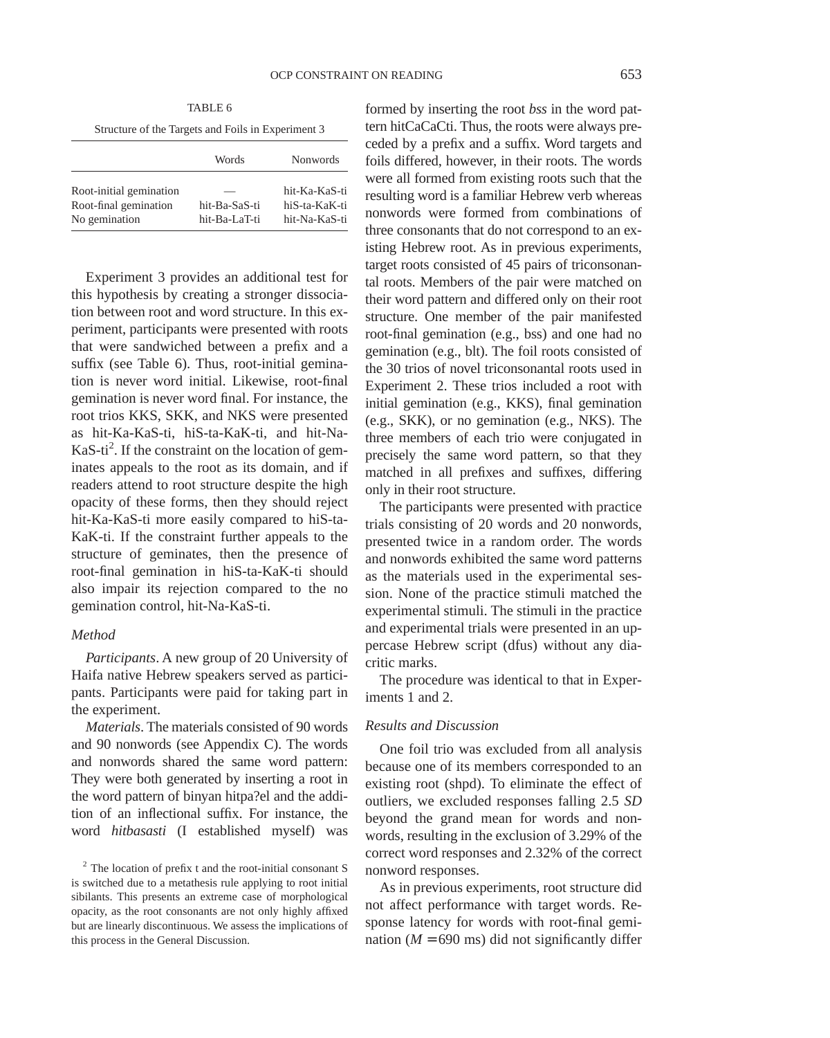TABLE 6

Structure of the Targets and Foils in Experiment 3

| | Words | Nonwords |
|---|---|---|
| Root-initial gemination | — | hit-Ka-KaS-ti |
| Root-final gemination | hit-Ba-SaS-ti | hiS-ta-KaK-ti |
| No gemination | hit-Ba-LaT-ti | hit-Na-KaS-ti |

Experiment 3 provides an additional test for this hypothesis by creating a stronger dissociation between root and word structure. In this experiment, participants were presented with roots that were sandwiched between a prefix and a suffix (see Table 6). Thus, root-initial gemination is never word initial. Likewise, root-final gemination is never word final. For instance, the root trios KKS, SKK, and NKS were presented as hit-Ka-KaS-ti, hiS-ta-KaK-ti, and hit-Na-KaS-ti[2]. If the constraint on the location of geminates appeals to the root as its domain, and if readers attend to root structure despite the high opacity of these forms, then they should reject hit-Ka-KaS-ti more easily compared to hiS-ta-KaK-ti. If the constraint further appeals to the structure of geminates, then the presence of root-final gemination in hiS-ta-KaK-ti should also impair its rejection compared to the no gemination control, hit-Na-KaS-ti.

### Method

*Participants*. A new group of 20 University of Haifa native Hebrew speakers served as participants. Participants were paid for taking part in the experiment.

*Materials*. The materials consisted of 90 words and 90 nonwords (see Appendix C). The words and nonwords shared the same word pattern: They were both generated by inserting a root in the word pattern of binyan hitpa?el and the addition of an inflectional suffix. For instance, the word *hitbasasti* (I established myself) was formed by inserting the root *bss* in the word pattern hitCaCaCti. Thus, the roots were always preceded by a prefix and a suffix. Word targets and foils differed, however, in their roots. The words were all formed from existing roots such that the resulting word is a familiar Hebrew verb whereas nonwords were formed from combinations of three consonants that do not correspond to an existing Hebrew root. As in previous experiments, target roots consisted of 45 pairs of triconsonantal roots. Members of the pair were matched on their word pattern and differed only on their root structure. One member of the pair manifested root-final gemination (e.g., bss) and one had no gemination (e.g., blt). The foil roots consisted of the 30 trios of novel triconsonantal roots used in Experiment 2. These trios included a root with initial gemination (e.g., KKS), final gemination (e.g., SKK), or no gemination (e.g., NKS). The three members of each trio were conjugated in precisely the same word pattern, so that they matched in all prefixes and suffixes, differing only in their root structure.

The participants were presented with practice trials consisting of 20 words and 20 nonwords, presented twice in a random order. The words and nonwords exhibited the same word patterns as the materials used in the experimental session. None of the practice stimuli matched the experimental stimuli. The stimuli in the practice and experimental trials were presented in an uppercase Hebrew script (dfus) without any diacritic marks.

The procedure was identical to that in Experiments 1 and 2.

### Results and Discussion

One foil trio was excluded from all analysis because one of its members corresponded to an existing root (shpd). To eliminate the effect of outliers, we excluded responses falling 2.5 *SD* beyond the grand mean for words and nonwords, resulting in the exclusion of 3.29% of the correct word responses and 2.32% of the correct nonword responses.

As in previous experiments, root structure did not affect performance with target words. Response latency for words with root-final gemination ($M = 690$ ms) did not significantly differ

[2] The location of prefix t and the root-initial consonant S is switched due to a metathesis rule applying to root initial sibilants. This presents an extreme case of morphological opacity, as the root consonants are not only highly affixed but are linearly discontinuous. We assess the implications of this process in the General Discussion.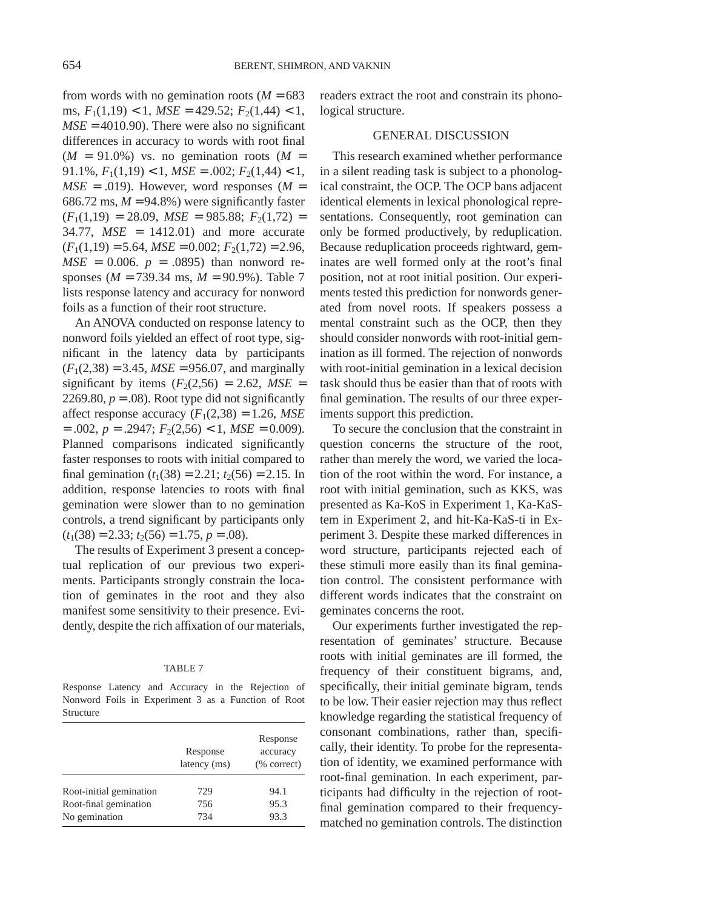from words with no gemination roots ($M$ = 683 ms, $F_1(1,19) < 1$, $MSE$ = 429.52; $F_2(1,44) < 1$, $MSE$ = 4010.90). There were also no significant differences in accuracy to words with root final ($M$ = 91.0%) vs. no gemination roots ($M$ = 91.1%, $F_1(1,19) < 1$, $MSE$ = .002; $F_2(1,44) < 1$, $MSE$ = .019). However, word responses ($M$ = 686.72 ms, $M$ = 94.8%) were significantly faster ($F_1(1,19) = 28.09$, $MSE$ = 985.88; $F_2(1,72) = 34.77$, $MSE$ = 1412.01) and more accurate ($F_1(1,19) = 5.64$, $MSE$ = 0.002; $F_2(1,72) = 2.96$, $MSE$ = 0.006. $p$ = .0895) than nonword responses ($M$ = 739.34 ms, $M$ = 90.9%). Table 7 lists response latency and accuracy for nonword foils as a function of their root structure.

An ANOVA conducted on response latency to nonword foils yielded an effect of root type, significant in the latency data by participants ($F_1(2,38) = 3.45$, $MSE$ = 956.07, and marginally significant by items ($F_2(2,56) = 2.62$, $MSE$ = 2269.80, $p$ = .08). Root type did not significantly affect response accuracy ($F_1(2,38) = 1.26$, $MSE$ = .002, $p$ = .2947; $F_2(2,56) < 1$, $MSE$ = 0.009). Planned comparisons indicated significantly faster responses to roots with initial compared to final gemination ($t_1(38) = 2.21$; $t_2(56) = 2.15$. In addition, response latencies to roots with final gemination were slower than to no gemination controls, a trend significant by participants only ($t_1(38) = 2.33$; $t_2(56) = 1.75$, $p$ = .08).

The results of Experiment 3 present a conceptual replication of our previous two experiments. Participants strongly constrain the location of geminates in the root and they also manifest some sensitivity to their presence. Evidently, despite the rich affixation of our materials, readers extract the root and constrain its phonological structure.

TABLE 7

Response Latency and Accuracy in the Rejection of Nonword Foils in Experiment 3 as a Function of Root Structure

| | Response latency (ms) | Response accuracy (% correct) |
|---|---|---|
| Root-initial gemination | 729 | 94.1 |
| Root-final gemination | 756 | 95.3 |
| No gemination | 734 | 93.3 |

## GENERAL DISCUSSION

This research examined whether performance in a silent reading task is subject to a phonological constraint, the OCP. The OCP bans adjacent identical elements in lexical phonological representations. Consequently, root gemination can only be formed productively, by reduplication. Because reduplication proceeds rightward, geminates are well formed only at the root's final position, not at root initial position. Our experiments tested this prediction for nonwords generated from novel roots. If speakers possess a mental constraint such as the OCP, then they should consider nonwords with root-initial gemination as ill formed. The rejection of nonwords with root-initial gemination in a lexical decision task should thus be easier than that of roots with final gemination. The results of our three experiments support this prediction.

To secure the conclusion that the constraint in question concerns the structure of the root, rather than merely the word, we varied the location of the root within the word. For instance, a root with initial gemination, such as KKS, was presented as Ka-KoS in Experiment 1, Ka-KaStem in Experiment 2, and hit-Ka-KaS-ti in Experiment 3. Despite these marked differences in word structure, participants rejected each of these stimuli more easily than its final gemination control. The consistent performance with different words indicates that the constraint on geminates concerns the root.

Our experiments further investigated the representation of geminates' structure. Because roots with initial geminates are ill formed, the frequency of their constituent bigrams, and, specifically, their initial geminate bigram, tends to be low. Their easier rejection may thus reflect knowledge regarding the statistical frequency of consonant combinations, rather than, specifically, their identity. To probe for the representation of identity, we examined performance with root-final gemination. In each experiment, participants had difficulty in the rejection of root-final gemination compared to their frequency-matched no gemination controls. The distinction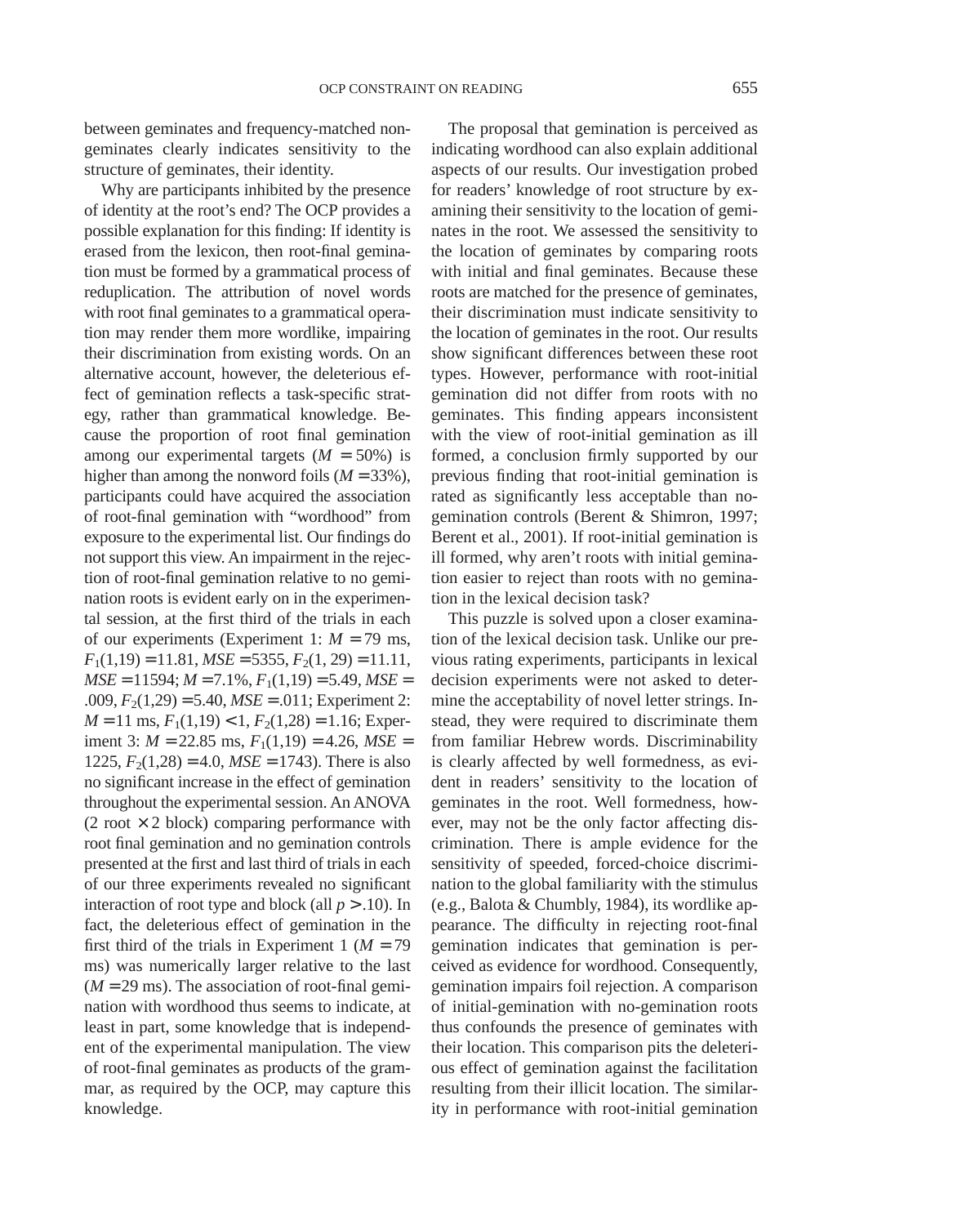between geminates and frequency-matched nongeminates clearly indicates sensitivity to the structure of geminates, their identity.

Why are participants inhibited by the presence of identity at the root's end? The OCP provides a possible explanation for this finding: If identity is erased from the lexicon, then root-final gemination must be formed by a grammatical process of reduplication. The attribution of novel words with root final geminates to a grammatical operation may render them more wordlike, impairing their discrimination from existing words. On an alternative account, however, the deleterious effect of gemination reflects a task-specific strategy, rather than grammatical knowledge. Because the proportion of root final gemination among our experimental targets ($M = 50\%$) is higher than among the nonword foils ($M = 33\%$), participants could have acquired the association of root-final gemination with "wordhood" from exposure to the experimental list. Our findings do not support this view. An impairment in the rejection of root-final gemination relative to no gemination roots is evident early on in the experimental session, at the first third of the trials in each of our experiments (Experiment 1: $M = 79$ ms, $F_1(1,19) = 11.81$, $MSE = 5355$, $F_2(1, 29) = 11.11$, $MSE = 11594$; $M = 7.1\%$, $F_1(1,19) = 5.49$, $MSE = .009$, $F_2(1,29) = 5.40$, $MSE = .011$; Experiment 2: $M = 11$ ms, $F_1(1,19) < 1$, $F_2(1,28) = 1.16$; Experiment 3: $M = 22.85$ ms, $F_1(1,19) = 4.26$, $MSE = 1225$, $F_2(1,28) = 4.0$, $MSE = 1743$). There is also no significant increase in the effect of gemination throughout the experimental session. An ANOVA (2 root $\times$ 2 block) comparing performance with root final gemination and no gemination controls presented at the first and last third of trials in each of our three experiments revealed no significant interaction of root type and block (all $p > .10$). In fact, the deleterious effect of gemination in the first third of the trials in Experiment 1 ($M = 79$ ms) was numerically larger relative to the last ($M = 29$ ms). The association of root-final gemination with wordhood thus seems to indicate, at least in part, some knowledge that is independent of the experimental manipulation. The view of root-final geminates as products of the grammar, as required by the OCP, may capture this knowledge.

The proposal that gemination is perceived as indicating wordhood can also explain additional aspects of our results. Our investigation probed for readers' knowledge of root structure by examining their sensitivity to the location of geminates in the root. We assessed the sensitivity to the location of geminates by comparing roots with initial and final geminates. Because these roots are matched for the presence of geminates, their discrimination must indicate sensitivity to the location of geminates in the root. Our results show significant differences between these root types. However, performance with root-initial gemination did not differ from roots with no geminates. This finding appears inconsistent with the view of root-initial gemination as ill formed, a conclusion firmly supported by our previous finding that root-initial gemination is rated as significantly less acceptable than no-gemination controls (Berent & Shimron, 1997; Berent et al., 2001). If root-initial gemination is ill formed, why aren't roots with initial gemination easier to reject than roots with no gemination in the lexical decision task?

This puzzle is solved upon a closer examination of the lexical decision task. Unlike our previous rating experiments, participants in lexical decision experiments were not asked to determine the acceptability of novel letter strings. Instead, they were required to discriminate them from familiar Hebrew words. Discriminability is clearly affected by well formedness, as evident in readers' sensitivity to the location of geminates in the root. Well formedness, however, may not be the only factor affecting discrimination. There is ample evidence for the sensitivity of speeded, forced-choice discrimination to the global familiarity with the stimulus (e.g., Balota & Chumbly, 1984), its wordlike appearance. The difficulty in rejecting root-final gemination indicates that gemination is perceived as evidence for wordhood. Consequently, gemination impairs foil rejection. A comparison of initial-gemination with no-gemination roots thus confounds the presence of geminates with their location. This comparison pits the deleterious effect of gemination against the facilitation resulting from their illicit location. The similarity in performance with root-initial gemination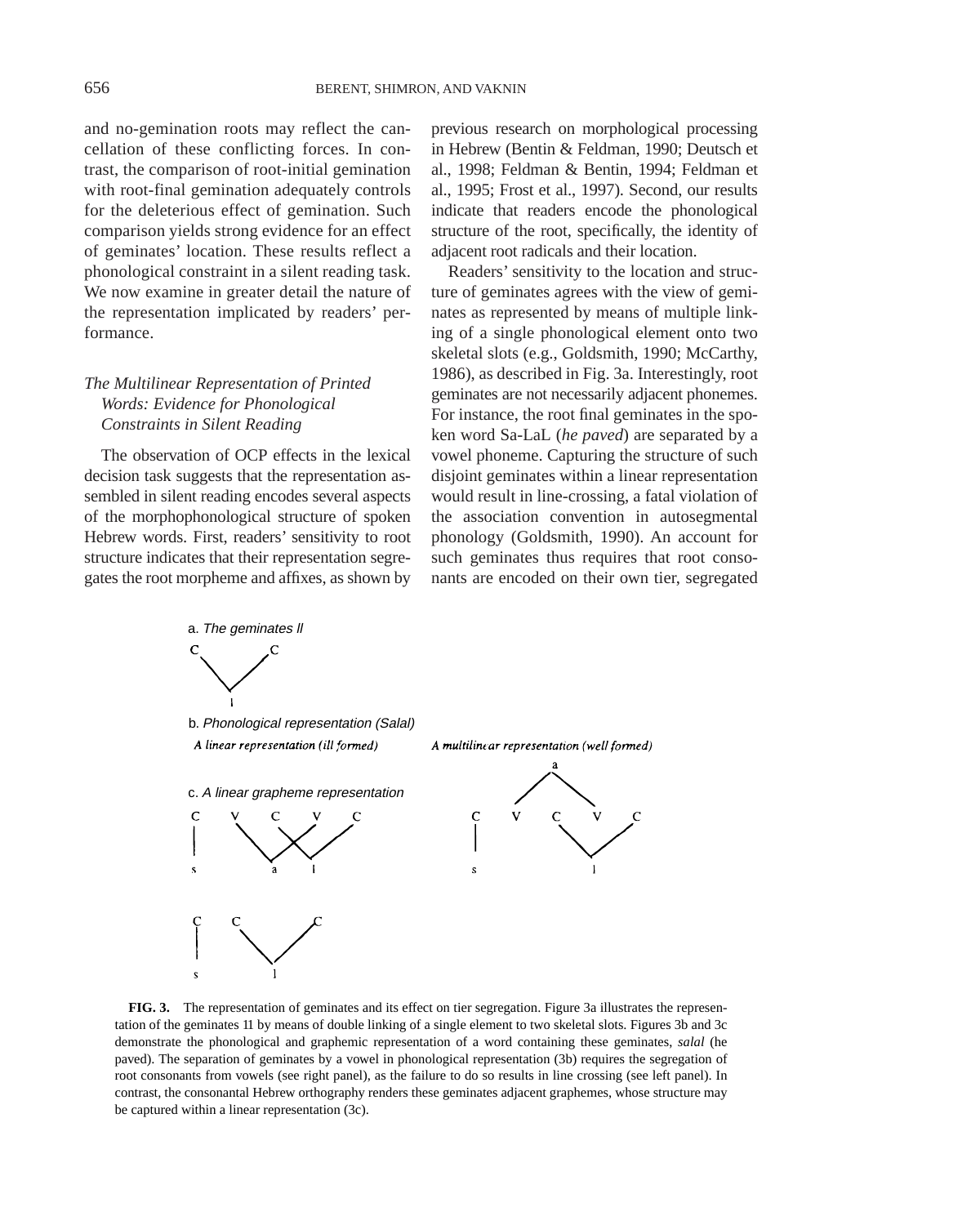and no-gemination roots may reflect the cancellation of these conflicting forces. In contrast, the comparison of root-initial gemination with root-final gemination adequately controls for the deleterious effect of gemination. Such comparison yields strong evidence for an effect of geminates' location. These results reflect a phonological constraint in a silent reading task. We now examine in greater detail the nature of the representation implicated by readers' performance.

### *The Multilinear Representation of Printed Words: Evidence for Phonological Constraints in Silent Reading*

The observation of OCP effects in the lexical decision task suggests that the representation assembled in silent reading encodes several aspects of the morphophonological structure of spoken Hebrew words. First, readers' sensitivity to root structure indicates that their representation segregates the root morpheme and affixes, as shown by previous research on morphological processing in Hebrew (Bentin & Feldman, 1990; Deutsch et al., 1998; Feldman & Bentin, 1994; Feldman et al., 1995; Frost et al., 1997). Second, our results indicate that readers encode the phonological structure of the root, specifically, the identity of adjacent root radicals and their location.

Readers' sensitivity to the location and structure of geminates agrees with the view of geminates as represented by means of multiple linking of a single phonological element onto two skeletal slots (e.g., Goldsmith, 1990; McCarthy, 1986), as described in Fig. 3a. Interestingly, root geminates are not necessarily adjacent phonemes. For instance, the root final geminates in the spoken word Sa-LaL (*he paved*) are separated by a vowel phoneme. Capturing the structure of such disjoint geminates within a linear representation would result in line-crossing, a fatal violation of the association convention in autosegmental phonology (Goldsmith, 1990). An account for such geminates thus requires that root consonants are encoded on their own tier, segregated

a. *The geminates ll*

b. *Phonological representation (Salal)*

*A linear representation (ill formed)* | *A multilinear representation (well formed)*

c. *A linear grapheme representation*

**FIG. 3.** The representation of geminates and its effect on tier segregation. Figure 3a illustrates the representation of the geminates ll by means of double linking of a single element to two skeletal slots. Figures 3b and 3c demonstrate the phonological and graphemic representation of a word containing these geminates, *salal* (he paved). The separation of geminates by a vowel in phonological representation (3b) requires the segregation of root consonants from vowels (see right panel), as the failure to do so results in line crossing (see left panel). In contrast, the consonantal Hebrew orthography renders these geminates adjacent graphemes, whose structure may be captured within a linear representation (3c).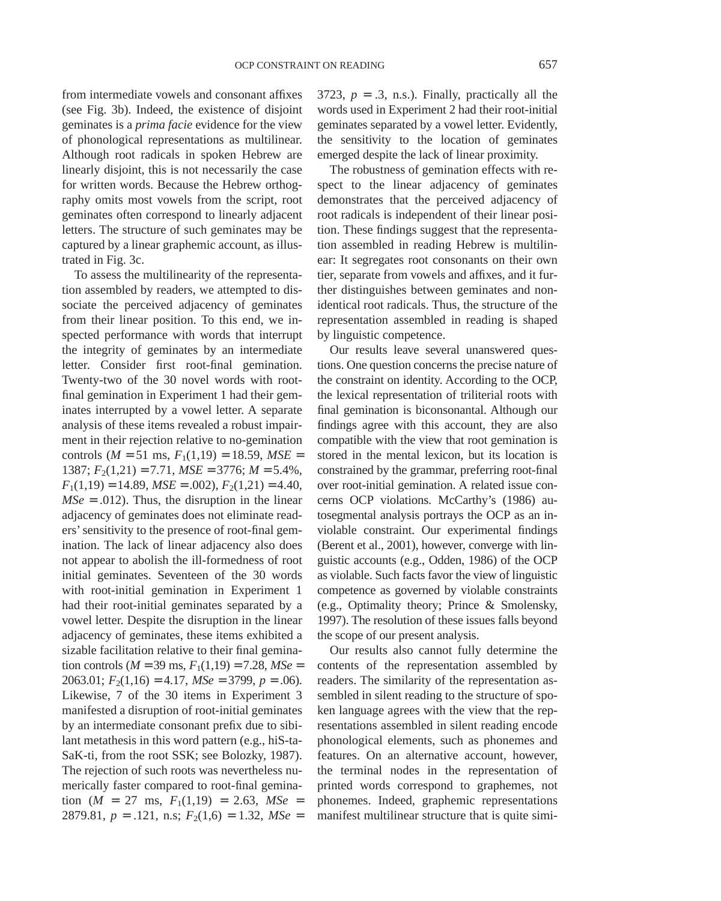from intermediate vowels and consonant affixes (see Fig. 3b). Indeed, the existence of disjoint geminates is a *prima facie* evidence for the view of phonological representations as multilinear. Although root radicals in spoken Hebrew are linearly disjoint, this is not necessarily the case for written words. Because the Hebrew orthography omits most vowels from the script, root geminates often correspond to linearly adjacent letters. The structure of such geminates may be captured by a linear graphemic account, as illustrated in Fig. 3c.

To assess the multilinearity of the representation assembled by readers, we attempted to dissociate the perceived adjacency of geminates from their linear position. To this end, we inspected performance with words that interrupt the integrity of geminates by an intermediate letter. Consider first root-final gemination. Twenty-two of the 30 novel words with root-final gemination in Experiment 1 had their geminates interrupted by a vowel letter. A separate analysis of these items revealed a robust impairment in their rejection relative to no-gemination controls ($M = 51$ ms, $F_1(1,19) = 18.59$, $MSE =$ 1387; $F_2(1,21) = 7.71$, $MSE = 3776$; $M = 5.4\%$, $F_1(1,19) = 14.89$, $MSE = .002$), $F_2(1,21) = 4.40$, $MSe = .012$). Thus, the disruption in the linear adjacency of geminates does not eliminate readers' sensitivity to the presence of root-final gemination. The lack of linear adjacency also does not appear to abolish the ill-formedness of root initial geminates. Seventeen of the 30 words with root-initial gemination in Experiment 1 had their root-initial geminates separated by a vowel letter. Despite the disruption in the linear adjacency of geminates, these items exhibited a sizable facilitation relative to their final gemination controls ($M = 39$ ms, $F_1(1,19) = 7.28$, $MSe =$ 2063.01; $F_2(1,16) = 4.17$, $MSe = 3799$, $p = .06$). Likewise, 7 of the 30 items in Experiment 3 manifested a disruption of root-initial geminates by an intermediate consonant prefix due to sibilant metathesis in this word pattern (e.g., hiS-ta-SaK-ti, from the root SSK; see Bolozky, 1987). The rejection of such roots was nevertheless numerically faster compared to root-final gemination ($M = 27$ ms, $F_1(1,19) = 2.63$, $MSe =$ 2879.81, $p = .121$, n.s; $F_2(1,6) = 1.32$, $MSe =$ 3723, $p = .3$, n.s.). Finally, practically all the words used in Experiment 2 had their root-initial geminates separated by a vowel letter. Evidently, the sensitivity to the location of geminates emerged despite the lack of linear proximity.

The robustness of gemination effects with respect to the linear adjacency of geminates demonstrates that the perceived adjacency of root radicals is independent of their linear position. These findings suggest that the representation assembled in reading Hebrew is multilinear: It segregates root consonants on their own tier, separate from vowels and affixes, and it further distinguishes between geminates and nonidentical root radicals. Thus, the structure of the representation assembled in reading is shaped by linguistic competence.

Our results leave several unanswered questions. One question concerns the precise nature of the constraint on identity. According to the OCP, the lexical representation of triliterial roots with final gemination is biconsonantal. Although our findings agree with this account, they are also compatible with the view that root gemination is stored in the mental lexicon, but its location is constrained by the grammar, preferring root-final over root-initial gemination. A related issue concerns OCP violations. McCarthy's (1986) autosegmental analysis portrays the OCP as an inviolable constraint. Our experimental findings (Berent et al., 2001), however, converge with linguistic accounts (e.g., Odden, 1986) of the OCP as violable. Such facts favor the view of linguistic competence as governed by violable constraints (e.g., Optimality theory; Prince & Smolensky, 1997). The resolution of these issues falls beyond the scope of our present analysis.

Our results also cannot fully determine the contents of the representation assembled by readers. The similarity of the representation assembled in silent reading to the structure of spoken language agrees with the view that the representations assembled in silent reading encode phonological elements, such as phonemes and features. On an alternative account, however, the terminal nodes in the representation of printed words correspond to graphemes, not phonemes. Indeed, graphemic representations manifest multilinear structure that is quite simi-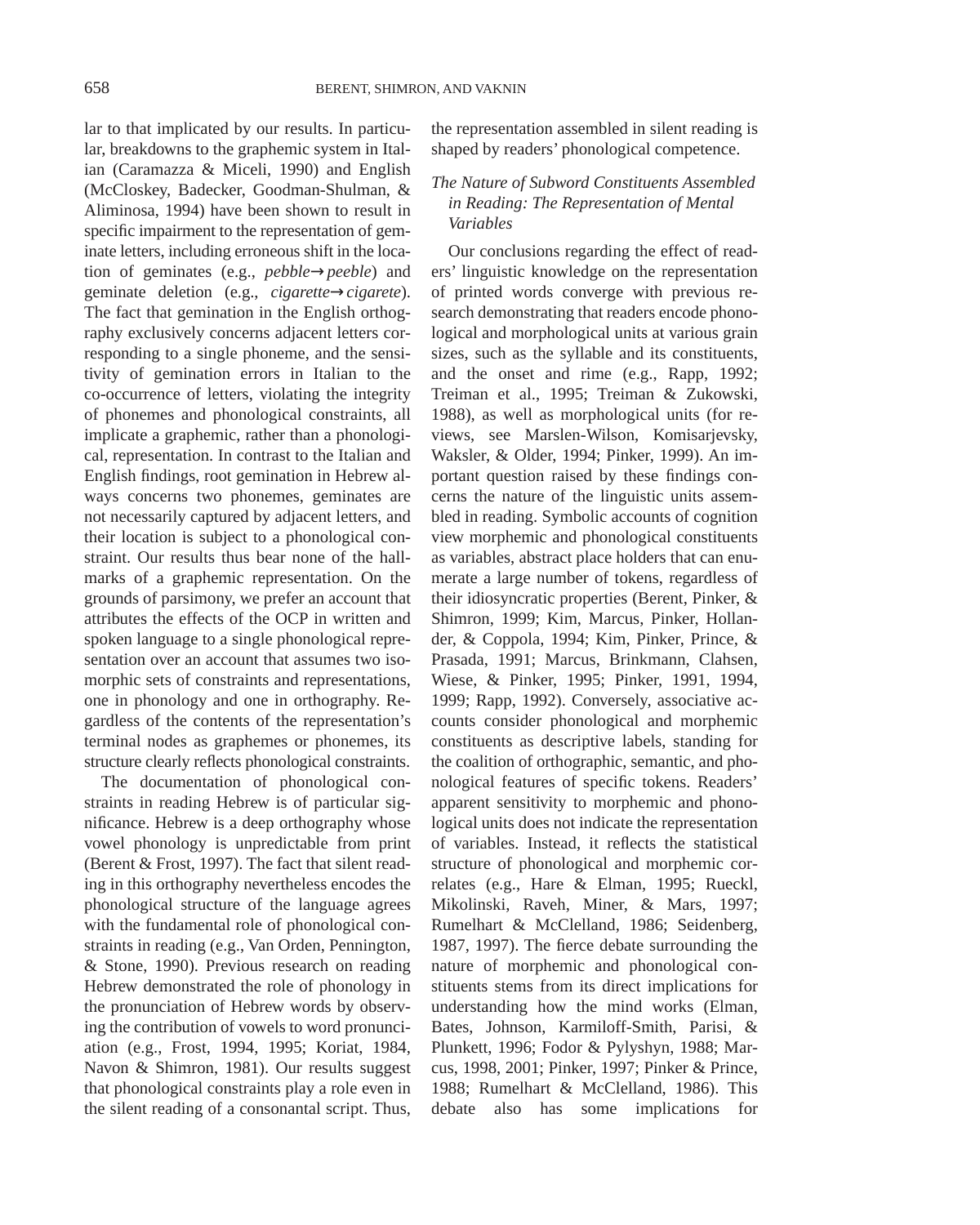lar to that implicated by our results. In particular, breakdowns to the graphemic system in Italian (Caramazza & Miceli, 1990) and English (McCloskey, Badecker, Goodman-Shulman, & Aliminosa, 1994) have been shown to result in specific impairment to the representation of geminate letters, including erroneous shift in the location of geminates (e.g., *pebble*→*peeble*) and geminate deletion (e.g., *cigarette*→*cigarete*). The fact that gemination in the English orthography exclusively concerns adjacent letters corresponding to a single phoneme, and the sensitivity of gemination errors in Italian to the co-occurrence of letters, violating the integrity of phonemes and phonological constraints, all implicate a graphemic, rather than a phonological, representation. In contrast to the Italian and English findings, root gemination in Hebrew always concerns two phonemes, geminates are not necessarily captured by adjacent letters, and their location is subject to a phonological constraint. Our results thus bear none of the hallmarks of a graphemic representation. On the grounds of parsimony, we prefer an account that attributes the effects of the OCP in written and spoken language to a single phonological representation over an account that assumes two isomorphic sets of constraints and representations, one in phonology and one in orthography. Regardless of the contents of the representation's terminal nodes as graphemes or phonemes, its structure clearly reflects phonological constraints.

The documentation of phonological constraints in reading Hebrew is of particular significance. Hebrew is a deep orthography whose vowel phonology is unpredictable from print (Berent & Frost, 1997). The fact that silent reading in this orthography nevertheless encodes the phonological structure of the language agrees with the fundamental role of phonological constraints in reading (e.g., Van Orden, Pennington, & Stone, 1990). Previous research on reading Hebrew demonstrated the role of phonology in the pronunciation of Hebrew words by observing the contribution of vowels to word pronunciation (e.g., Frost, 1994, 1995; Koriat, 1984, Navon & Shimron, 1981). Our results suggest that phonological constraints play a role even in the silent reading of a consonantal script. Thus, the representation assembled in silent reading is shaped by readers' phonological competence.

### *The Nature of Subword Constituents Assembled in Reading: The Representation of Mental Variables*

Our conclusions regarding the effect of readers' linguistic knowledge on the representation of printed words converge with previous research demonstrating that readers encode phonological and morphological units at various grain sizes, such as the syllable and its constituents, and the onset and rime (e.g., Rapp, 1992; Treiman et al., 1995; Treiman & Zukowski, 1988), as well as morphological units (for reviews, see Marslen-Wilson, Komisarjevsky, Waksler, & Older, 1994; Pinker, 1999). An important question raised by these findings concerns the nature of the linguistic units assembled in reading. Symbolic accounts of cognition view morphemic and phonological constituents as variables, abstract place holders that can enumerate a large number of tokens, regardless of their idiosyncratic properties (Berent, Pinker, & Shimron, 1999; Kim, Marcus, Pinker, Hollander, & Coppola, 1994; Kim, Pinker, Prince, & Prasada, 1991; Marcus, Brinkmann, Clahsen, Wiese, & Pinker, 1995; Pinker, 1991, 1994, 1999; Rapp, 1992). Conversely, associative accounts consider phonological and morphemic constituents as descriptive labels, standing for the coalition of orthographic, semantic, and phonological features of specific tokens. Readers' apparent sensitivity to morphemic and phonological units does not indicate the representation of variables. Instead, it reflects the statistical structure of phonological and morphemic correlates (e.g., Hare & Elman, 1995; Rueckl, Mikolinski, Raveh, Miner, & Mars, 1997; Rumelhart & McClelland, 1986; Seidenberg, 1987, 1997). The fierce debate surrounding the nature of morphemic and phonological constituents stems from its direct implications for understanding how the mind works (Elman, Bates, Johnson, Karmiloff-Smith, Parisi, & Plunkett, 1996; Fodor & Pylyshyn, 1988; Marcus, 1998, 2001; Pinker, 1997; Pinker & Prince, 1988; Rumelhart & McClelland, 1986). This debate also has some implications for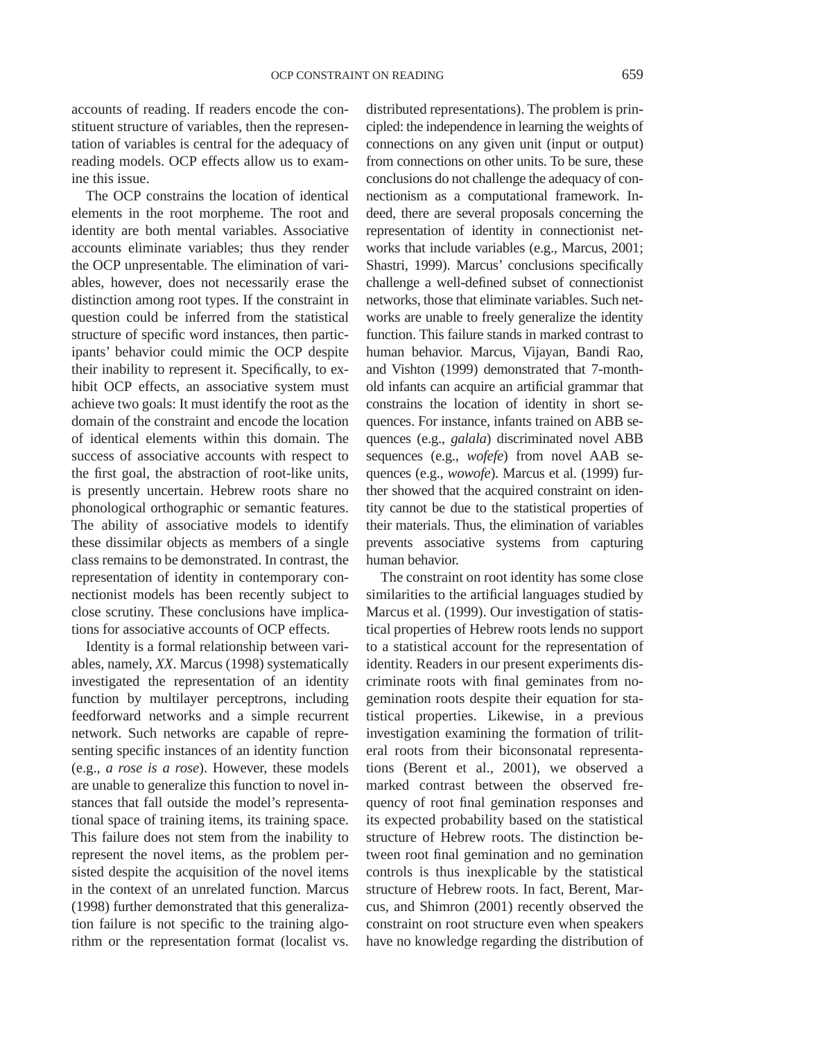accounts of reading. If readers encode the constituent structure of variables, then the representation of variables is central for the adequacy of reading models. OCP effects allow us to examine this issue.

The OCP constrains the location of identical elements in the root morpheme. The root and identity are both mental variables. Associative accounts eliminate variables; thus they render the OCP unpresentable. The elimination of variables, however, does not necessarily erase the distinction among root types. If the constraint in question could be inferred from the statistical structure of specific word instances, then participants' behavior could mimic the OCP despite their inability to represent it. Specifically, to exhibit OCP effects, an associative system must achieve two goals: It must identify the root as the domain of the constraint and encode the location of identical elements within this domain. The success of associative accounts with respect to the first goal, the abstraction of root-like units, is presently uncertain. Hebrew roots share no phonological orthographic or semantic features. The ability of associative models to identify these dissimilar objects as members of a single class remains to be demonstrated. In contrast, the representation of identity in contemporary connectionist models has been recently subject to close scrutiny. These conclusions have implications for associative accounts of OCP effects.

Identity is a formal relationship between variables, namely, *XX*. Marcus (1998) systematically investigated the representation of an identity function by multilayer perceptrons, including feedforward networks and a simple recurrent network. Such networks are capable of representing specific instances of an identity function (e.g., *a rose is a rose*). However, these models are unable to generalize this function to novel instances that fall outside the model's representational space of training items, its training space. This failure does not stem from the inability to represent the novel items, as the problem persisted despite the acquisition of the novel items in the context of an unrelated function. Marcus (1998) further demonstrated that this generalization failure is not specific to the training algorithm or the representation format (localist vs. distributed representations). The problem is principled: the independence in learning the weights of connections on any given unit (input or output) from connections on other units. To be sure, these conclusions do not challenge the adequacy of connectionism as a computational framework. Indeed, there are several proposals concerning the representation of identity in connectionist networks that include variables (e.g., Marcus, 2001; Shastri, 1999). Marcus' conclusions specifically challenge a well-defined subset of connectionist networks, those that eliminate variables. Such networks are unable to freely generalize the identity function. This failure stands in marked contrast to human behavior. Marcus, Vijayan, Bandi Rao, and Vishton (1999) demonstrated that 7-month-old infants can acquire an artificial grammar that constrains the location of identity in short sequences. For instance, infants trained on ABB sequences (e.g., *galala*) discriminated novel ABB sequences (e.g., *wofefe*) from novel AAB sequences (e.g., *wowofe*). Marcus et al. (1999) further showed that the acquired constraint on identity cannot be due to the statistical properties of their materials. Thus, the elimination of variables prevents associative systems from capturing human behavior.

The constraint on root identity has some close similarities to the artificial languages studied by Marcus et al. (1999). Our investigation of statistical properties of Hebrew roots lends no support to a statistical account for the representation of identity. Readers in our present experiments discriminate roots with final geminates from no-gemination roots despite their equation for statistical properties. Likewise, in a previous investigation examining the formation of triliteral roots from their biconsonatal representations (Berent et al., 2001), we observed a marked contrast between the observed frequency of root final gemination responses and its expected probability based on the statistical structure of Hebrew roots. The distinction between root final gemination and no gemination controls is thus inexplicable by the statistical structure of Hebrew roots. In fact, Berent, Marcus, and Shimron (2001) recently observed the constraint on root structure even when speakers have no knowledge regarding the distribution of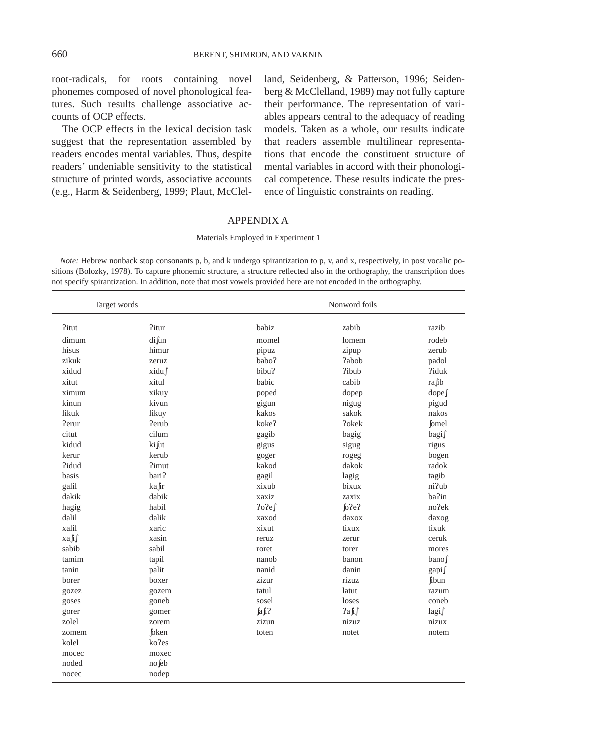root-radicals, for roots containing novel phonemes composed of novel phonological features. Such results challenge associative accounts of OCP effects.

The OCP effects in the lexical decision task suggest that the representation assembled by readers encodes mental variables. Thus, despite readers' undeniable sensitivity to the statistical structure of printed words, associative accounts (e.g., Harm & Seidenberg, 1999; Plaut, McClelland, Seidenberg, & Patterson, 1996; Seidenberg & McClelland, 1989) may not fully capture their performance. The representation of variables appears central to the adequacy of reading models. Taken as a whole, our results indicate that readers assemble multilinear representations that encode the constituent structure of mental variables in accord with their phonological competence. These results indicate the presence of linguistic constraints on reading.

## APPENDIX A

### Materials Employed in Experiment 1

*Note:* Hebrew nonback stop consonants p, b, and k undergo spirantization to p, v, and x, respectively, in post vocalic positions (Bolozky, 1978). To capture phonemic structure, a structure reflected also in the orthography, the transcription does not specify spirantization. In addition, note that most vowels provided here are not encoded in the orthography.

| Target words | | Nonword foils | | |
|---|---|---|---|---|
| ʔitut | ʔitur | babiz | zabib | razib |
| dimum | diʃun | momel | lomem | rodeb |
| hisus | himur | pipuz | zipup | zerub |
| zikuk | zeruz | baboʔ | ʔabob | padol |
| xidud | xiduʃ | bibuʔ | ʔibub | ʔiduk |
| xitut | xitul | babic | cabib | raʃib |
| ximum | xikuy | poped | dopep | dopeʃ |
| kinun | kivun | gigun | nigug | pigud |
| likuk | likuy | kakos | sakok | nakos |
| ʔerur | ʔerub | kokeʔ | ʔokek | ʃomel |
| citut | cilum | gagib | bagig | bagiʃ |
| kidud | kiʃut | gigus | sigug | rigus |
| kerur | kerub | goger | rogeg | bogen |
| ʔidud | ʔimut | kakod | dakok | radok |
| basis | bariʔ | gagil | lagig | tagib |
| galil | kaʃir | xixub | bixux | niʔub |
| dakik | dabik | xaxiz | zaxix | baʔin |
| hagig | habil | ʔoʔeʃ | ʃoʔeʔ | noʔek |
| dalil | dalik | xaxod | daxox | daxog |
| xalil | xaric | xixut | tixux | tixuk |
| xaʃiʃ | xasin | reruz | zerur | ceruk |
| sabib | sabil | roret | torer | mores |
| tamim | tapil | nanob | banon | banoʃ |
| tanin | palit | nanid | danin | gapiʃ |
| borer | boxer | zizur | rizuz | ʃibun |
| gozez | gozem | tatul | latut | razum |
| goses | goneb | sosel | loses | coneb |
| gorer | gomer | ʃaʃiʔ | ʔaʃiʃ | lagiʃ |
| zolel | zorem | zizun | nizuz | nizux |
| zomem | ʃoken | toten | notet | notem |
| kolel | koʔes | | | |
| mocec | moxec | | | |
| noded | noʃeb | | | |
| nocec | nodep | | | |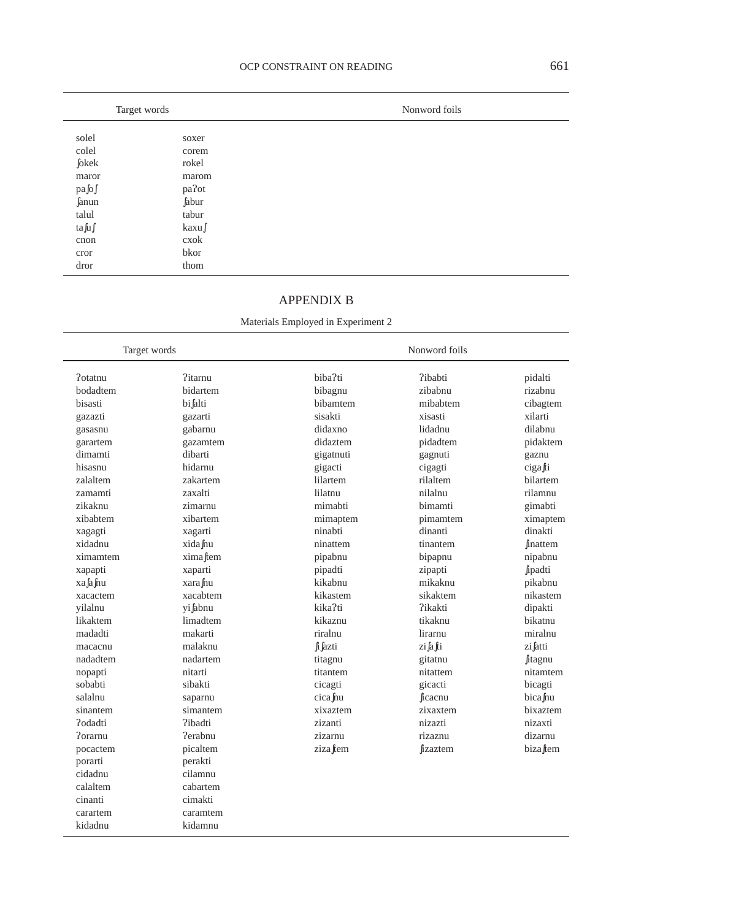| Target words | | Nonword foils |
|---|---|---|
| solel | soxer | |
| colel | corem | |
| ʃokek | rokel | |
| maror | marom | |
| paʃoʃ | paʔot | |
| ʃanun | ʃabur | |
| talul | tabur | |
| taʃuʃ | kaxuʃ | |
| cnon | cxok | |
| cror | bkor | |
| dror | thom | |

# APPENDIX B

Materials Employed in Experiment 2

| Target words | | Nonword foils | | |
|---|---|---|---|---|
| ʔotatnu | ʔitarnu | bibaʔti | ʔibabti | pidalti |
| bodadtem | bidartem | bibagnu | zibabnu | rizabnu |
| bisasti | biʃalti | bibamtem | mibabtem | cibagtem |
| gazazti | gazarti | sisakti | xisasti | xilarti |
| gasasnu | gabarnu | didaxno | lidadnu | dilabnu |
| garartem | gazamtem | didaztem | pidadtem | pidaktem |
| dimamti | dibarti | gigatnuti | gagnuti | gaznu |
| hisasnu | hidarnu | gigacti | cigagti | cigaʃti |
| zalaltem | zakartem | lilartem | rilaltem | bilartem |
| zamamti | zaxalti | lilatnu | nilalnu | rilamnu |
| zikaknu | zimarnu | mimabti | bimamti | gimabti |
| xibabtem | xibartem | mimaptem | pimamtem | ximaptem |
| xagagti | xagarti | ninabti | dinanti | dinakti |
| xidadnu | xidaʃnu | ninattem | tinantem | ʃinattem |
| ximamtem | ximaʃtem | pipabnu | bipapnu | nipabnu |
| xapapti | xaparti | pipadti | zipapti | ʃipadti |
| xaʃaʃnu | xaraʃnu | kikabnu | mikaknu | pikabnu |
| xacactem | xacabtem | kikastem | sikaktem | nikastem |
| yilalnu | yiʃabnu | kikaʔti | ʔikakti | dipakti |
| likaktem | limadtem | kikaznu | tikaknu | bikatnu |
| madadti | makarti | riralnu | lirarnu | miralnu |
| macacnu | malaknu | ʃiʃazti | ziʃaʃti | ziʃatti |
| nadadtem | nadartem | titagnu | gitatnu | ʃitagnu |
| nopapti | nitarti | titantem | nitattem | nitamtem |
| sobabti | sibakti | cicagti | gicacti | bicagti |
| salalnu | saparnu | cicaʃnu | ʃicacnu | bicaʃnu |
| sinantem | simantem | xixaztem | zixaxtem | bixaztem |
| ʔodadti | ʔibadti | zizanti | nizazti | nizaxti |
| ʔorarnu | ʔerabnu | zizarnu | rizaznu | dizarnu |
| pocactem | picaltem | zizaʃtem | ʃizaztem | bizaʃtem |
| porarti | perakti | | | |
| cidadnu | cilamnu | | | |
| calaltem | cabartem | | | |
| cinanti | cimakti | | | |
| carartem | caramtem | | | |
| kidadnu | kidamnu | | | |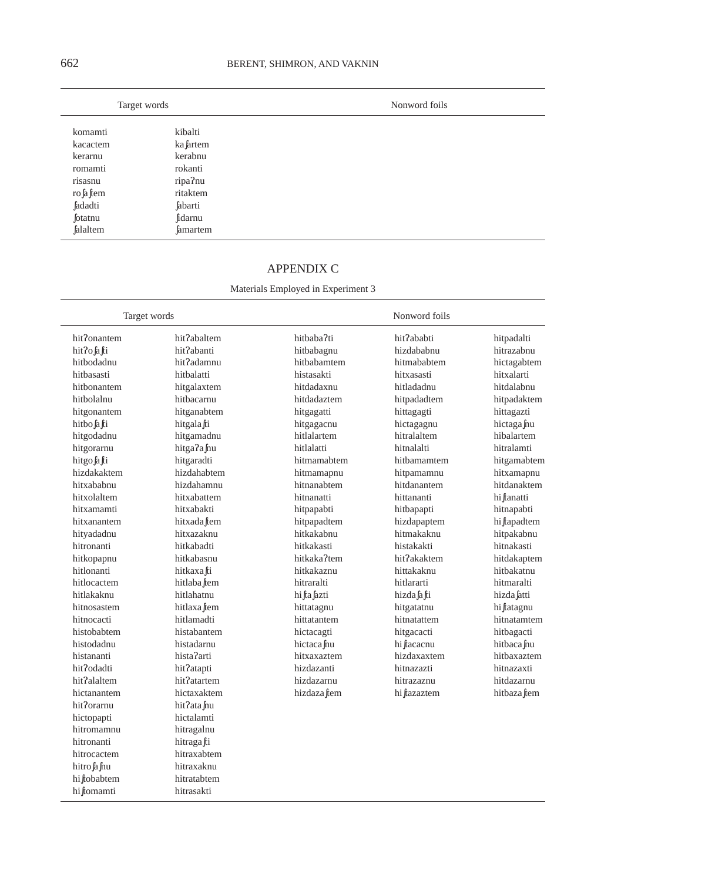| Target words | | Nonword foils |
|---|---|---|
| komamti | kibalti | |
| kacactem | kaʃartem | |
| kerarnu | kerabnu | |
| romamti | rokanti | |
| risasnu | ripaʔnu | |
| roʃaʃtem | ritaktem | |
| ʃadadti | ʃabarti | |
| ʃotatnu | ʃidarnu | |
| ʃalaltem | ʃamartem | |

## APPENDIX C

Materials Employed in Experiment 3

| Target words | | Nonword foils | | |
|---|---|---|---|---|
| hitʔonantem | hitʔabaltem | hitbabaʔti | hitʔababti | hitpadalti |
| hitʔoʃaʃti | hitʔabanti | hitbabagnu | hizdababnu | hitrazabnu |
| hitbodadnu | hitʔadamnu | hitbabamtem | hitmababtem | hictagabtem |
| hitbasasti | hitbalatti | histasakti | hitxasasti | hitxalarti |
| hitbonantem | hitgalaxtem | hitdadaxnu | hitladadnu | hitdalabnu |
| hitbolalnu | hitbacarnu | hitdadaztem | hitpadadtem | hitpadaktem |
| hitgonantem | hitganabtem | hitgagatti | hittagagti | hittagazti |
| hitboʃaʃti | hitgalaʃti | hitgagacnu | hictagagnu | hictagaʃnu |
| hitgodadnu | hitgamadnu | hitlalartem | hitralaltem | hibalartem |
| hitgorarnu | hitgaʔaʃnu | hitlalatti | hitnalalti | hitralamti |
| hitgoʃaʃti | hitgaradti | hitmamabtem | hitbamamtem | hitgamabtem |
| hizdakaktem | hizdahabtem | hitmamapnu | hitpamamnu | hitxamapnu |
| hitxababnu | hizdahamnu | hitnanabtem | hitdanantem | hitdanaktem |
| hitxolaltem | hitxabattem | hitnanatti | hittananti | hiʃtanatti |
| hitxamamti | hitxabakti | hitpapabti | hitbapapti | hitnapabti |
| hitxanantem | hitxadaʃtem | hitpapadtem | hizdapaptem | hiʃtapadtem |
| hityadadnu | hitxazaknu | hitkakabnu | hitmakaknu | hitpakabnu |
| hitronanti | hitkabadti | hitkakasti | histakakti | hitnakasti |
| hitkopapnu | hitkabasnu | hitkakaʔtem | hitʔakaktem | hitdakaptem |
| hitlonanti | hitkaxaʃti | hitkakaznu | hittakaknu | hitbakatnu |
| hitlocactem | hitlabaʃtem | hitraralti | hitlararti | hitmaralti |
| hitlakaknu | hitlahatnu | hiʃtaʃazti | hizdaʃaʃti | hizdaʃatti |
| hitnosastem | hitlaxaʃtem | hittatagnu | hitgatatnu | hiʃtatagnu |
| hitnocacti | hitlamadti | hittatantem | hitnatattem | hitnatamtem |
| histobabtem | histabantem | hictacagti | hitgacacti | hitbagacti |
| histodadnu | histadarnu | hictacaʃnu | hiʃtacacnu | hitbacaʃnu |
| histananti | histaʔarti | hitxaxaztem | hizdaxaxtem | hitbaxaztem |
| hitʔodadti | hitʔatapti | hizdazanti | hitnazazti | hitnazaxti |
| hitʔalaltem | hitʔatartem | hizdazarnu | hitrazaznu | hitdazarnu |
| hictanantem | hictaxaktem | hizdazaʃtem | hiʃtazaztem | hitbazaʃtem |
| hitʔorarnu | hitʔataʃnu | | | |
| hictopapti | hictalamti | | | |
| hitromamnu | hitragalnu | | | |
| hitronanti | hitragaʃti | | | |
| hitrocactem | hitraxabtem | | | |
| hitroʃaʃnu | hitraxaknu | | | |
| hiʃtobabtem | hitratabtem | | | |
| hiʃtomamti | hitrasakti | | | |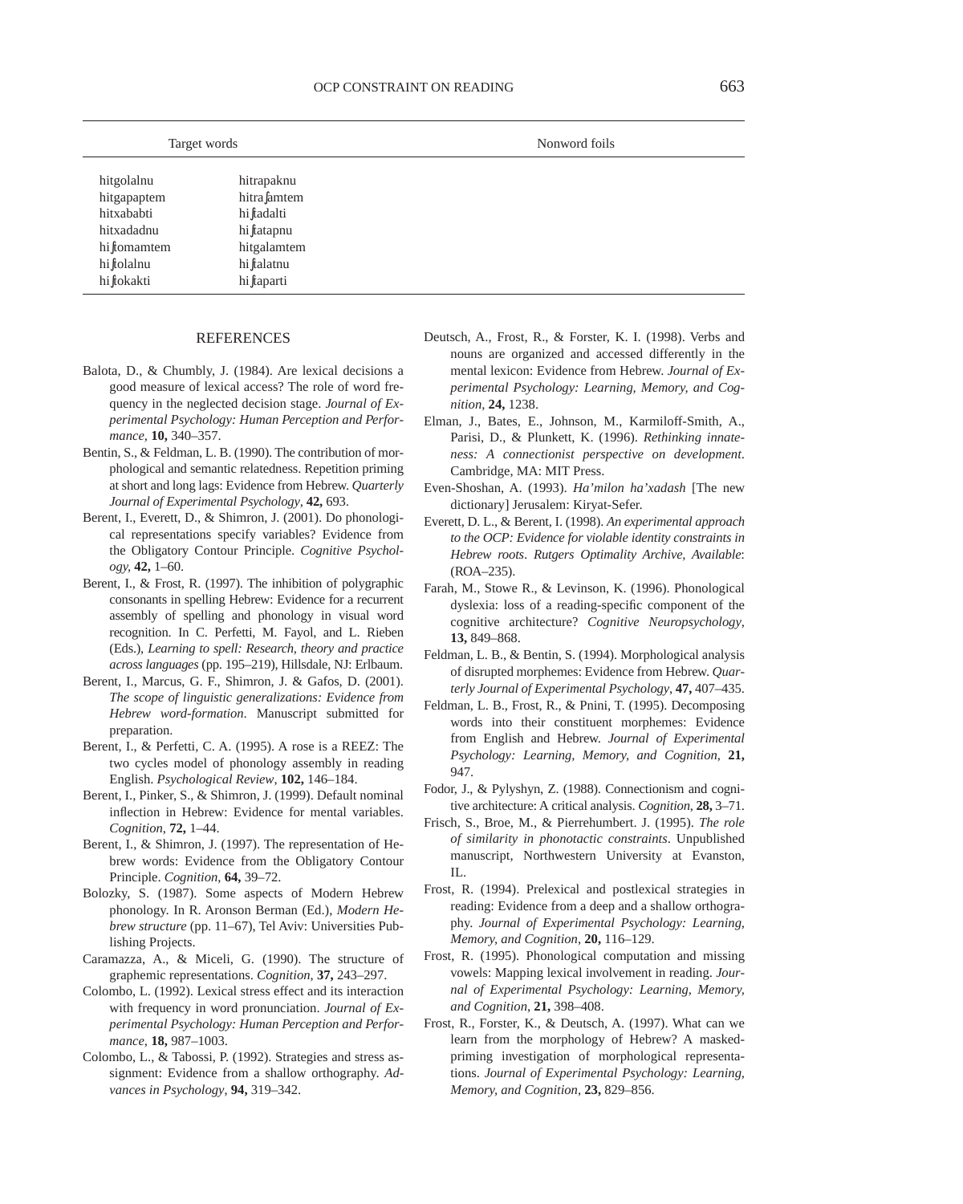| Target words | | Nonword foils |
|---|---|---|
| hitgolalnu | hitrapaknu | |
| hitgapaptem | hitraʃamtem | |
| hitxababti | hiʃtadalti | |
| hitxadadnu | hiʃtatapnu | |
| hiʃtomamtem | hitgalamtem | |
| hiʃtolalnu | hiʃtalatnu | |
| hiʃtokakti | hiʃtaparti | |

## REFERENCES

Balota, D., & Chumbly, J. (1984). Are lexical decisions a good measure of lexical access? The role of word frequency in the neglected decision stage. *Journal of Experimental Psychology: Human Perception and Performance,* **10,** 340–357.

Bentin, S., & Feldman, L. B. (1990). The contribution of morphological and semantic relatedness. Repetition priming at short and long lags: Evidence from Hebrew. *Quarterly Journal of Experimental Psychology,* **42,** 693.

Berent, I., Everett, D., & Shimron, J. (2001). Do phonological representations specify variables? Evidence from the Obligatory Contour Principle. *Cognitive Psychology,* **42,** 1–60.

Berent, I., & Frost, R. (1997). The inhibition of polygraphic consonants in spelling Hebrew: Evidence for a recurrent assembly of spelling and phonology in visual word recognition. In C. Perfetti, M. Fayol, and L. Rieben (Eds.), *Learning to spell: Research, theory and practice across languages* (pp. 195–219), Hillsdale, NJ: Erlbaum.

Berent, I., Marcus, G. F., Shimron, J. & Gafos, D. (2001). *The scope of linguistic generalizations: Evidence from Hebrew word-formation*. Manuscript submitted for preparation.

Berent, I., & Perfetti, C. A. (1995). A rose is a REEZ: The two cycles model of phonology assembly in reading English. *Psychological Review,* **102,** 146–184.

Berent, I., Pinker, S., & Shimron, J. (1999). Default nominal inflection in Hebrew: Evidence for mental variables. *Cognition,* **72,** 1–44.

Berent, I., & Shimron, J. (1997). The representation of Hebrew words: Evidence from the Obligatory Contour Principle. *Cognition,* **64,** 39–72.

Bolozky, S. (1987). Some aspects of Modern Hebrew phonology. In R. Aronson Berman (Ed.), *Modern Hebrew structure* (pp. 11–67), Tel Aviv: Universities Publishing Projects.

Caramazza, A., & Miceli, G. (1990). The structure of graphemic representations. *Cognition,* **37,** 243–297.

Colombo, L. (1992). Lexical stress effect and its interaction with frequency in word pronunciation. *Journal of Experimental Psychology: Human Perception and Performance,* **18,** 987–1003.

Colombo, L., & Tabossi, P. (1992). Strategies and stress assignment: Evidence from a shallow orthography. *Advances in Psychology,* **94,** 319–342.

Deutsch, A., Frost, R., & Forster, K. I. (1998). Verbs and nouns are organized and accessed differently in the mental lexicon: Evidence from Hebrew. *Journal of Experimental Psychology: Learning, Memory, and Cognition,* **24,** 1238.

Elman, J., Bates, E., Johnson, M., Karmiloff-Smith, A., Parisi, D., & Plunkett, K. (1996). *Rethinking innateness: A connectionist perspective on development*. Cambridge, MA: MIT Press.

Even-Shoshan, A. (1993). *Ha'milon ha'xadash* [The new dictionary] Jerusalem: Kiryat-Sefer.

Everett, D. L., & Berent, I. (1998). *An experimental approach to the OCP: Evidence for violable identity constraints in Hebrew roots*. *Rutgers Optimality Archive, Available*: (ROA–235).

Farah, M., Stowe R., & Levinson, K. (1996). Phonological dyslexia: loss of a reading-specific component of the cognitive architecture? *Cognitive Neuropsychology,* **13,** 849–868.

Feldman, L. B., & Bentin, S. (1994). Morphological analysis of disrupted morphemes: Evidence from Hebrew. *Quarterly Journal of Experimental Psychology,* **47,** 407–435.

Feldman, L. B., Frost, R., & Pnini, T. (1995). Decomposing words into their constituent morphemes: Evidence from English and Hebrew. *Journal of Experimental Psychology: Learning, Memory, and Cognition,* **21,** 947.

Fodor, J., & Pylyshyn, Z. (1988). Connectionism and cognitive architecture: A critical analysis. *Cognition,* **28,** 3–71.

Frisch, S., Broe, M., & Pierrehumbert. J. (1995). *The role of similarity in phonotactic constraints*. Unpublished manuscript, Northwestern University at Evanston, IL.

Frost, R. (1994). Prelexical and postlexical strategies in reading: Evidence from a deep and a shallow orthography. *Journal of Experimental Psychology: Learning, Memory, and Cognition,* **20,** 116–129.

Frost, R. (1995). Phonological computation and missing vowels: Mapping lexical involvement in reading. *Journal of Experimental Psychology: Learning, Memory, and Cognition,* **21,** 398–408.

Frost, R., Forster, K., & Deutsch, A. (1997). What can we learn from the morphology of Hebrew? A masked-priming investigation of morphological representations. *Journal of Experimental Psychology: Learning, Memory, and Cognition,* **23,** 829–856.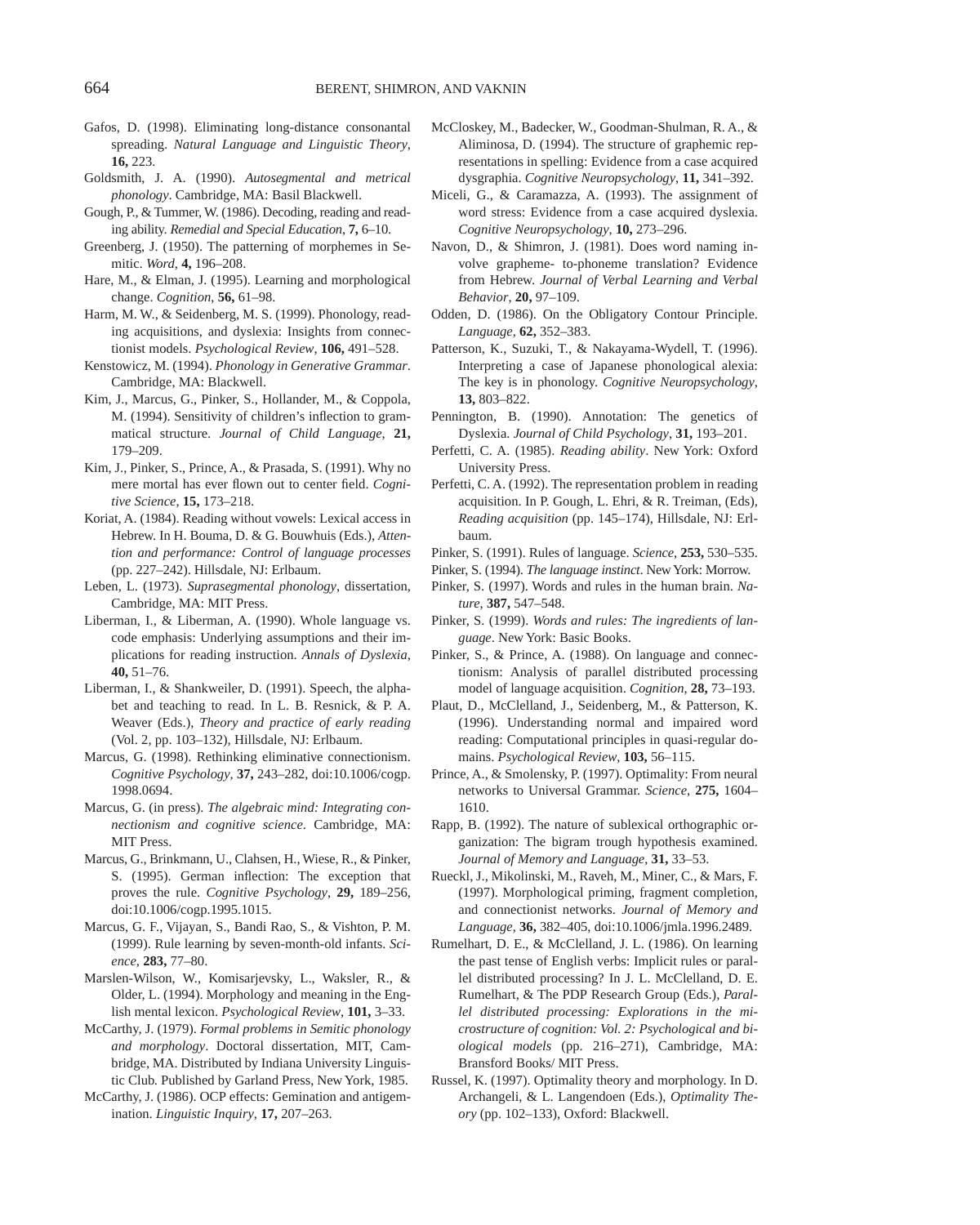Gafos, D. (1998). Eliminating long-distance consonantal spreading. *Natural Language and Linguistic Theory*, **16,** 223.

Goldsmith, J. A. (1990). *Autosegmental and metrical phonology*. Cambridge, MA: Basil Blackwell.

Gough, P., & Tummer, W. (1986). Decoding, reading and reading ability. *Remedial and Special Education*, **7,** 6–10.

Greenberg, J. (1950). The patterning of morphemes in Semitic. *Word*, **4,** 196–208.

Hare, M., & Elman, J. (1995). Learning and morphological change. *Cognition*, **56,** 61–98.

Harm, M. W., & Seidenberg, M. S. (1999). Phonology, reading acquisitions, and dyslexia: Insights from connectionist models. *Psychological Review*, **106,** 491–528.

Kenstowicz, M. (1994). *Phonology in Generative Grammar*. Cambridge, MA: Blackwell.

Kim, J., Marcus, G., Pinker, S., Hollander, M., & Coppola, M. (1994). Sensitivity of children's inflection to grammatical structure. *Journal of Child Language*, **21,** 179–209.

Kim, J., Pinker, S., Prince, A., & Prasada, S. (1991). Why no mere mortal has ever flown out to center field. *Cognitive Science*, **15,** 173–218.

Koriat, A. (1984). Reading without vowels: Lexical access in Hebrew. In H. Bouma, D. & G. Bouwhuis (Eds.), *Attention and performance: Control of language processes* (pp. 227–242). Hillsdale, NJ: Erlbaum.

Leben, L. (1973). *Suprasegmental phonology*, dissertation, Cambridge, MA: MIT Press.

Liberman, I., & Liberman, A. (1990). Whole language vs. code emphasis: Underlying assumptions and their implications for reading instruction. *Annals of Dyslexia*, **40,** 51–76.

Liberman, I., & Shankweiler, D. (1991). Speech, the alphabet and teaching to read. In L. B. Resnick, & P. A. Weaver (Eds.), *Theory and practice of early reading* (Vol. 2, pp. 103–132), Hillsdale, NJ: Erlbaum.

Marcus, G. (1998). Rethinking eliminative connectionism. *Cognitive Psychology*, **37,** 243–282, doi:10.1006/cogp.1998.0694.

Marcus, G. (in press). *The algebraic mind: Integrating connectionism and cognitive science*. Cambridge, MA: MIT Press.

Marcus, G., Brinkmann, U., Clahsen, H., Wiese, R., & Pinker, S. (1995). German inflection: The exception that proves the rule. *Cognitive Psychology*, **29,** 189–256, doi:10.1006/cogp.1995.1015.

Marcus, G. F., Vijayan, S., Bandi Rao, S., & Vishton, P. M. (1999). Rule learning by seven-month-old infants. *Science*, **283,** 77–80.

Marslen-Wilson, W., Komisarjevsky, L., Waksler, R., & Older, L. (1994). Morphology and meaning in the English mental lexicon. *Psychological Review*, **101,** 3–33.

McCarthy, J. (1979). *Formal problems in Semitic phonology and morphology*. Doctoral dissertation, MIT, Cambridge, MA. Distributed by Indiana University Linguistic Club. Published by Garland Press, New York, 1985.

McCarthy, J. (1986). OCP effects: Gemination and antigemination. *Linguistic Inquiry*, **17,** 207–263.

McCloskey, M., Badecker, W., Goodman-Shulman, R. A., & Aliminosa, D. (1994). The structure of graphemic representations in spelling: Evidence from a case acquired dysgraphia. *Cognitive Neuropsychology*, **11,** 341–392.

Miceli, G., & Caramazza, A. (1993). The assignment of word stress: Evidence from a case acquired dyslexia. *Cognitive Neuropsychology*, **10,** 273–296.

Navon, D., & Shimron, J. (1981). Does word naming involve grapheme- to-phoneme translation? Evidence from Hebrew. *Journal of Verbal Learning and Verbal Behavior*, **20,** 97–109.

Odden, D. (1986). On the Obligatory Contour Principle. *Language*, **62,** 352–383.

Patterson, K., Suzuki, T., & Nakayama-Wydell, T. (1996). Interpreting a case of Japanese phonological alexia: The key is in phonology. *Cognitive Neuropsychology*, **13,** 803–822.

Pennington, B. (1990). Annotation: The genetics of Dyslexia. *Journal of Child Psychology*, **31,** 193–201.

Perfetti, C. A. (1985). *Reading ability*. New York: Oxford University Press.

Perfetti, C. A. (1992). The representation problem in reading acquisition. In P. Gough, L. Ehri, & R. Treiman, (Eds), *Reading acquisition* (pp. 145–174), Hillsdale, NJ: Erlbaum.

Pinker, S. (1991). Rules of language. *Science*, **253,** 530–535.

Pinker, S. (1994). *The language instinct*. New York: Morrow.

Pinker, S. (1997). Words and rules in the human brain. *Nature*, **387,** 547–548.

Pinker, S. (1999). *Words and rules: The ingredients of language*. New York: Basic Books.

Pinker, S., & Prince, A. (1988). On language and connectionism: Analysis of parallel distributed processing model of language acquisition. *Cognition*, **28,** 73–193.

Plaut, D., McClelland, J., Seidenberg, M., & Patterson, K. (1996). Understanding normal and impaired word reading: Computational principles in quasi-regular domains. *Psychological Review*, **103,** 56–115.

Prince, A., & Smolensky, P. (1997). Optimality: From neural networks to Universal Grammar. *Science*, **275,** 1604–1610.

Rapp, B. (1992). The nature of sublexical orthographic organization: The bigram trough hypothesis examined. *Journal of Memory and Language*, **31,** 33–53.

Rueckl, J., Mikolinski, M., Raveh, M., Miner, C., & Mars, F. (1997). Morphological priming, fragment completion, and connectionist networks. *Journal of Memory and Language*, **36,** 382–405, doi:10.1006/jmla.1996.2489.

Rumelhart, D. E., & McClelland, J. L. (1986). On learning the past tense of English verbs: Implicit rules or parallel distributed processing? In J. L. McClelland, D. E. Rumelhart, & The PDP Research Group (Eds.), *Parallel distributed processing: Explorations in the microstructure of cognition: Vol. 2: Psychological and biological models* (pp. 216–271), Cambridge, MA: Bransford Books/ MIT Press.

Russel, K. (1997). Optimality theory and morphology. In D. Archangeli, & L. Langendoen (Eds.), *Optimality Theory* (pp. 102–133), Oxford: Blackwell.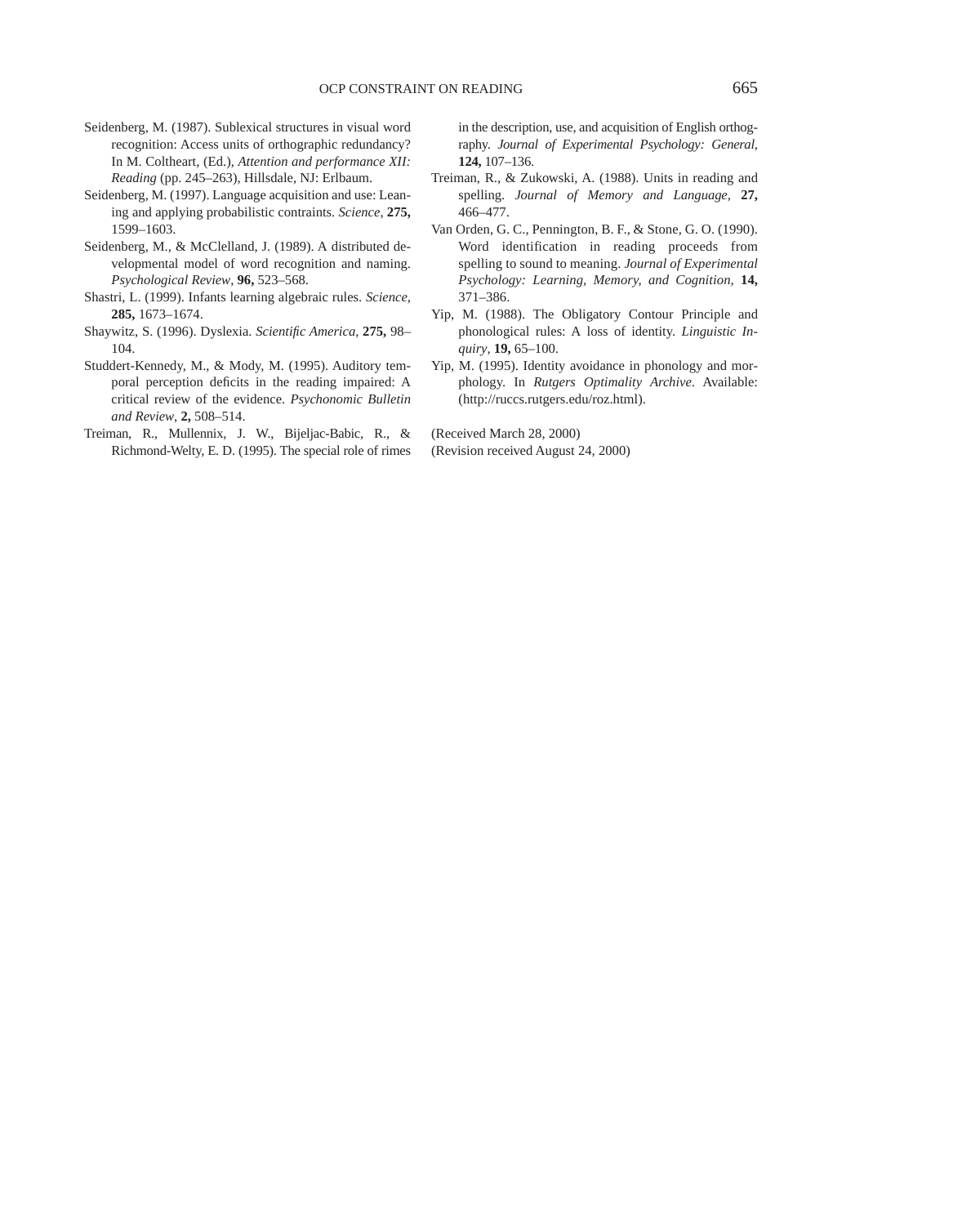Seidenberg, M. (1987). Sublexical structures in visual word recognition: Access units of orthographic redundancy? In M. Coltheart, (Ed.), *Attention and performance XII: Reading* (pp. 245–263), Hillsdale, NJ: Erlbaum.

Seidenberg, M. (1997). Language acquisition and use: Leaning and applying probabilistic contraints. *Science*, **275,** 1599–1603.

Seidenberg, M., & McClelland, J. (1989). A distributed developmental model of word recognition and naming. *Psychological Review*, **96,** 523–568.

Shastri, L. (1999). Infants learning algebraic rules. *Science*, **285,** 1673–1674.

Shaywitz, S. (1996). Dyslexia. *Scientific America*, **275,** 98–104.

Studdert-Kennedy, M., & Mody, M. (1995). Auditory temporal perception deficits in the reading impaired: A critical review of the evidence. *Psychonomic Bulletin and Review*, **2,** 508–514.

Treiman, R., Mullennix, J. W., Bijeljac-Babic, R., & Richmond-Welty, E. D. (1995). The special role of rimes in the description, use, and acquisition of English orthography. *Journal of Experimental Psychology: General*, **124,** 107–136.

Treiman, R., & Zukowski, A. (1988). Units in reading and spelling. *Journal of Memory and Language*, **27,** 466–477.

Van Orden, G. C., Pennington, B. F., & Stone, G. O. (1990). Word identification in reading proceeds from spelling to sound to meaning. *Journal of Experimental Psychology: Learning, Memory, and Cognition*, **14,** 371–386.

Yip, M. (1988). The Obligatory Contour Principle and phonological rules: A loss of identity. *Linguistic Inquiry*, **19,** 65–100.

Yip, M. (1995). Identity avoidance in phonology and morphology. In *Rutgers Optimality Archive*. Available: (http://ruccs.rutgers.edu/roz.html).

(Received March 28, 2000)
(Revision received August 24, 2000)